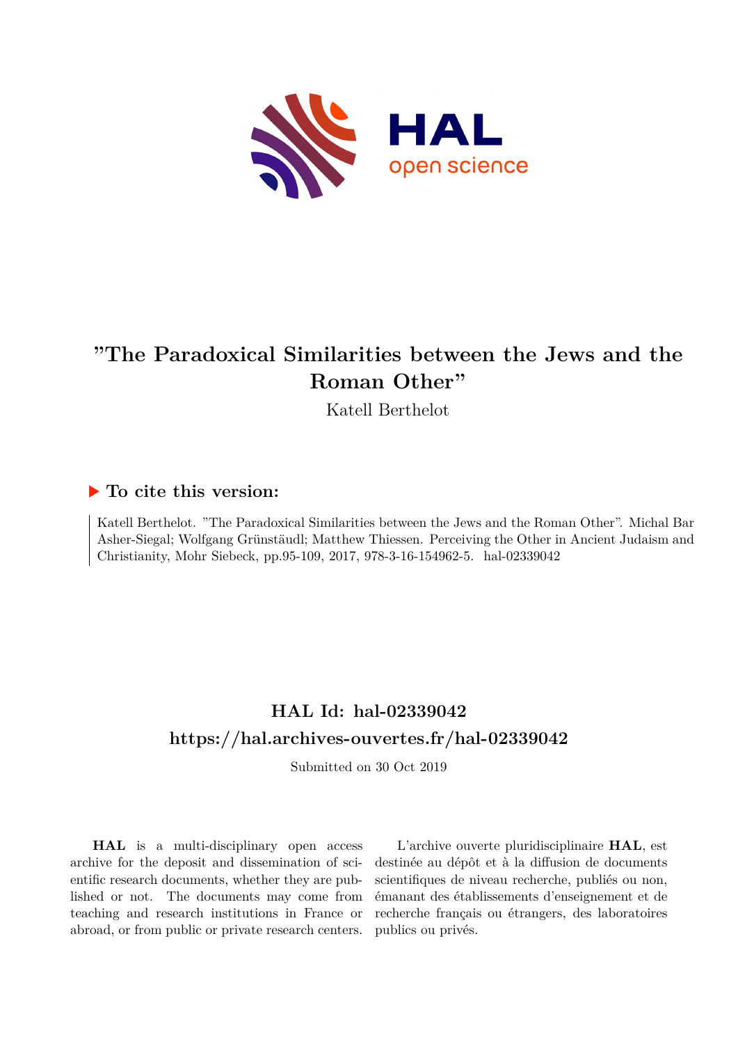# "The Paradoxical Similarities between the Jews and the Roman Other"

Katell Berthelot

## ▶ To cite this version:

Katell Berthelot. "The Paradoxical Similarities between the Jews and the Roman Other". Michal Bar Asher-Siegal; Wolfgang Grünstäudl; Matthew Thiessen. Perceiving the Other in Ancient Judaism and Christianity, Mohr Siebeck, pp.95-109, 2017, 978-3-16-154962-5. hal-02339042

## HAL Id: hal-02339042
## https://hal.archives-ouvertes.fr/hal-02339042

Submitted on 30 Oct 2019

**HAL** is a multi-disciplinary open access archive for the deposit and dissemination of scientific research documents, whether they are published or not. The documents may come from teaching and research institutions in France or abroad, or from public or private research centers.

L'archive ouverte pluridisciplinaire **HAL**, est destinée au dépôt et à la diffusion de documents scientifiques de niveau recherche, publiés ou non, émanant des établissements d'enseignement et de recherche français ou étrangers, des laboratoires publics ou privés.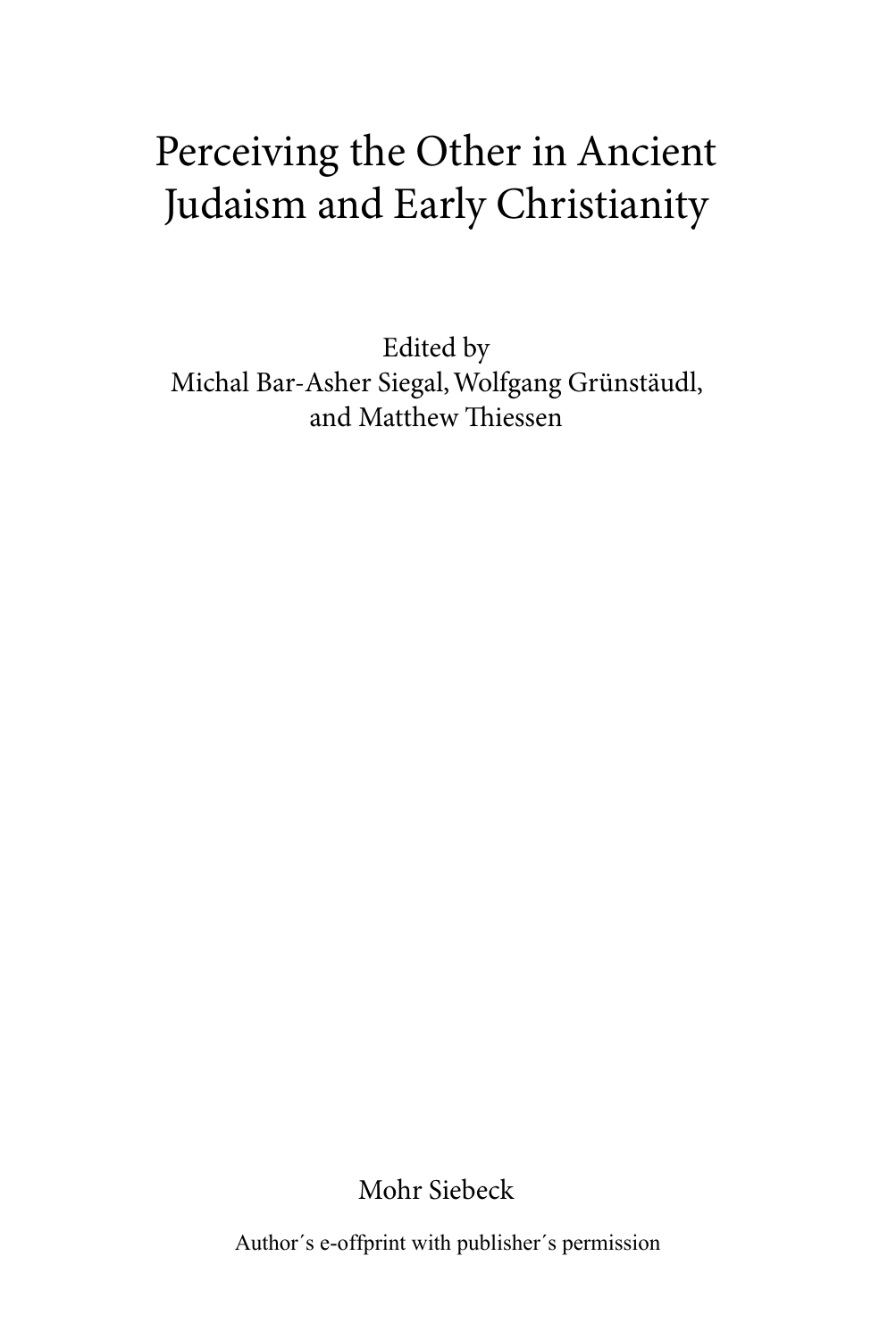# Perceiving the Other in Ancient Judaism and Early Christianity

Edited by
Michal Bar-Asher Siegal, Wolfgang Grünstäudl,
and Matthew Thiessen

Mohr Siebeck

Author´s e-offprint with publisher´s permission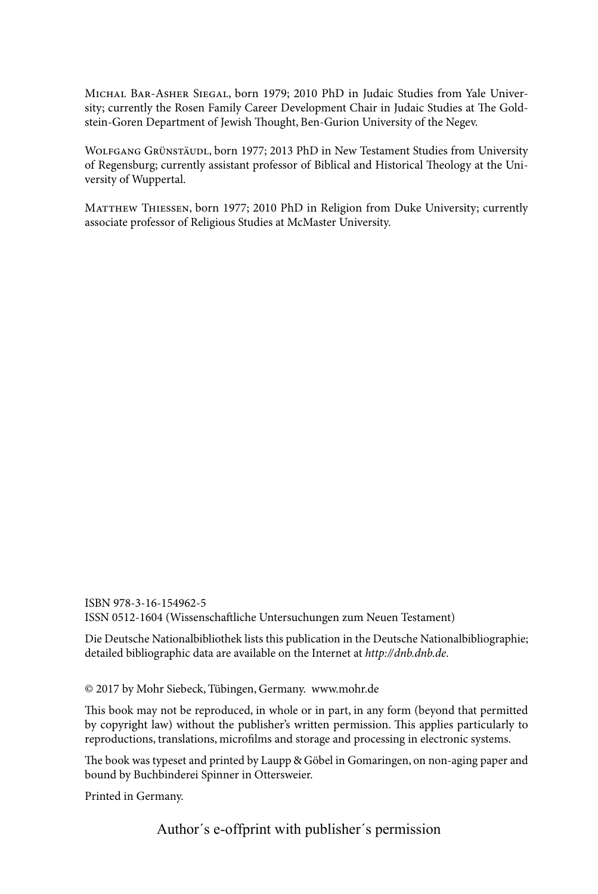Michal Bar-Asher Siegal, born 1979; 2010 PhD in Judaic Studies from Yale University; currently the Rosen Family Career Development Chair in Judaic Studies at The Goldstein-Goren Department of Jewish Thought, Ben-Gurion University of the Negev.

Wolfgang Grünstäudl, born 1977; 2013 PhD in New Testament Studies from University of Regensburg; currently assistant professor of Biblical and Historical Theology at the University of Wuppertal.

Matthew Thiessen, born 1977; 2010 PhD in Religion from Duke University; currently associate professor of Religious Studies at McMaster University.

ISBN 978-3-16-154962-5
ISSN 0512-1604 (Wissenschaftliche Untersuchungen zum Neuen Testament)

Die Deutsche Nationalbibliothek lists this publication in the Deutsche Nationalbibliographie; detailed bibliographic data are available on the Internet at *http://dnb.dnb.de*.

© 2017 by Mohr Siebeck, Tübingen, Germany. www.mohr.de

This book may not be reproduced, in whole or in part, in any form (beyond that permitted by copyright law) without the publisher's written permission. This applies particularly to reproductions, translations, microfilms and storage and processing in electronic systems.

The book was typeset and printed by Laupp & Göbel in Gomaringen, on non-aging paper and bound by Buchbinderei Spinner in Ottersweier.

Printed in Germany.

Author´s e-offprint with publisher´s permission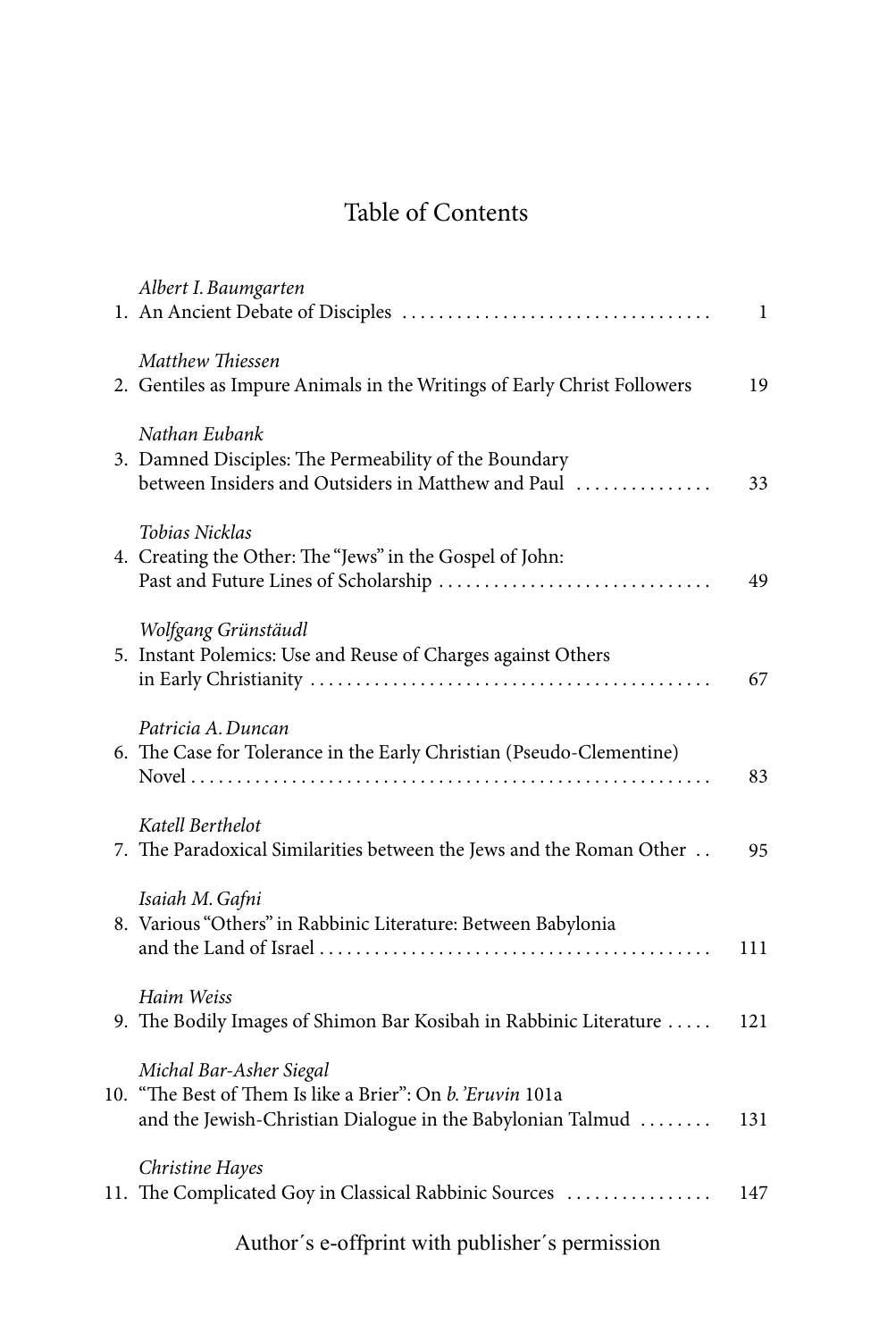# Table of Contents

*Albert I. Baumgarten*
1. An Ancient Debate of Disciples . . . . . . . . . . . . . . . . . . . . . . . . . . . . . . . . . . 1

*Matthew Thiessen*
2. Gentiles as Impure Animals in the Writings of Early Christ Followers 19

*Nathan Eubank*
3. Damned Disciples: The Permeability of the Boundary between Insiders and Outsiders in Matthew and Paul . . . . . . . . . . . . . . . 33

*Tobias Nicklas*
4. Creating the Other: The "Jews" in the Gospel of John: Past and Future Lines of Scholarship . . . . . . . . . . . . . . . . . . . . . . . . . . . . . 49

*Wolfgang Grünstäudl*
5. Instant Polemics: Use and Reuse of Charges against Others in Early Christianity . . . . . . . . . . . . . . . . . . . . . . . . . . . . . . . . . . . . . . . . . . . 67

*Patricia A. Duncan*
6. The Case for Tolerance in the Early Christian (Pseudo-Clementine) Novel . . . . . . . . . . . . . . . . . . . . . . . . . . . . . . . . . . . . . . . . . . . . . . . . . . . . . . . . 83

*Katell Berthelot*
7. The Paradoxical Similarities between the Jews and the Roman Other . . 95

*Isaiah M. Gafni*
8. Various "Others" in Rabbinic Literature: Between Babylonia and the Land of Israel . . . . . . . . . . . . . . . . . . . . . . . . . . . . . . . . . . . . . . . . . . 111

*Haim Weiss*
9. The Bodily Images of Shimon Bar Kosibah in Rabbinic Literature . . . . . 121

*Michal Bar-Asher Siegal*
10. "The Best of Them Is like a Brier": On *b.'Eruvin* 101a and the Jewish-Christian Dialogue in the Babylonian Talmud . . . . . . . . 131

*Christine Hayes*
11. The Complicated Goy in Classical Rabbinic Sources . . . . . . . . . . . . . . . . 147

Author´s e-offprint with publisher´s permission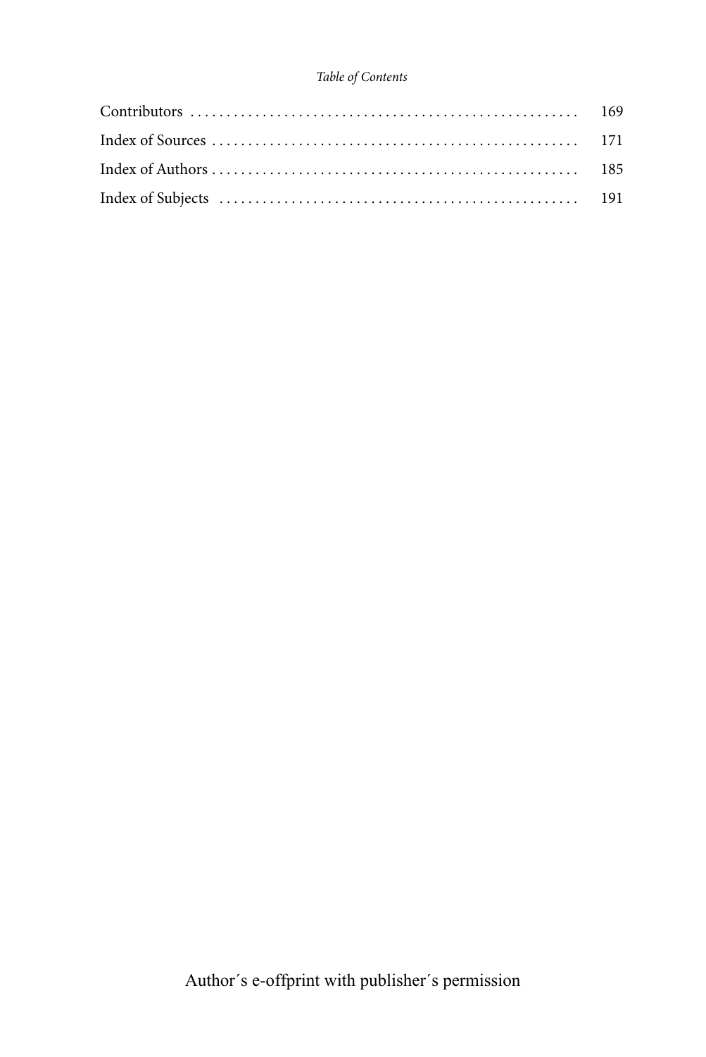Contributors ...................................................... 169

Index of Sources .................................................. 171

Index of Authors .................................................. 185

Index of Subjects ................................................. 191

Author´s e-offprint with publisher´s permission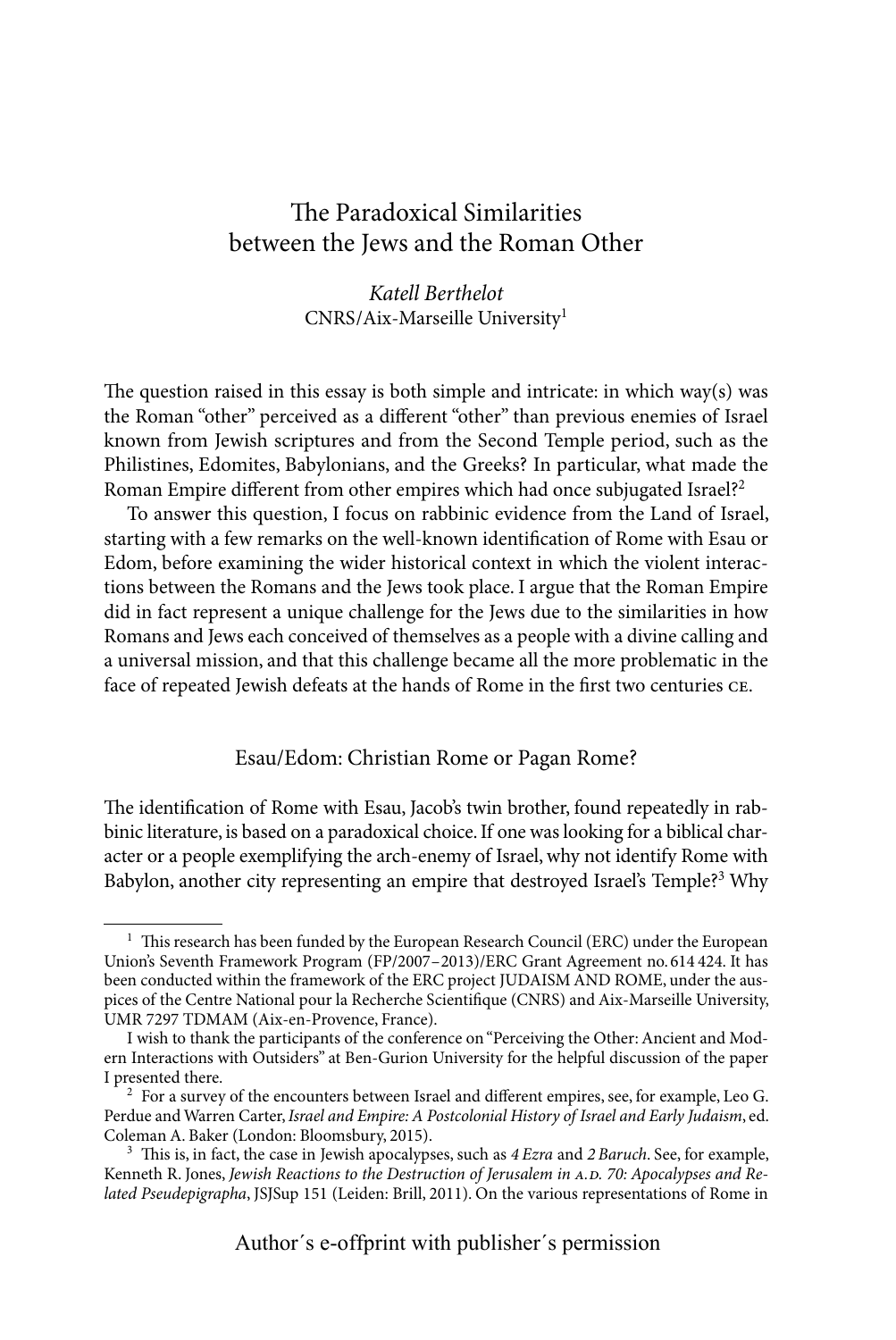# The Paradoxical Similarities between the Jews and the Roman Other

*Katell Berthelot*
CNRS/Aix-Marseille University[1]

The question raised in this essay is both simple and intricate: in which way(s) was the Roman "other" perceived as a different "other" than previous enemies of Israel known from Jewish scriptures and from the Second Temple period, such as the Philistines, Edomites, Babylonians, and the Greeks? In particular, what made the Roman Empire different from other empires which had once subjugated Israel?[2]

To answer this question, I focus on rabbinic evidence from the Land of Israel, starting with a few remarks on the well-known identification of Rome with Esau or Edom, before examining the wider historical context in which the violent interactions between the Romans and the Jews took place. I argue that the Roman Empire did in fact represent a unique challenge for the Jews due to the similarities in how Romans and Jews each conceived of themselves as a people with a divine calling and a universal mission, and that this challenge became all the more problematic in the face of repeated Jewish defeats at the hands of Rome in the first two centuries CE.

## Esau/Edom: Christian Rome or Pagan Rome?

The identification of Rome with Esau, Jacob's twin brother, found repeatedly in rabbinic literature, is based on a paradoxical choice. If one was looking for a biblical character or a people exemplifying the arch-enemy of Israel, why not identify Rome with Babylon, another city representing an empire that destroyed Israel's Temple?[3] Why

---

[1] This research has been funded by the European Research Council (ERC) under the European Union's Seventh Framework Program (FP/2007–2013)/ERC Grant Agreement no. 614 424. It has been conducted within the framework of the ERC project JUDAISM AND ROME, under the auspices of the Centre National pour la Recherche Scientifique (CNRS) and Aix-Marseille University, UMR 7297 TDMAM (Aix-en-Provence, France).

I wish to thank the participants of the conference on "Perceiving the Other: Ancient and Modern Interactions with Outsiders" at Ben-Gurion University for the helpful discussion of the paper I presented there.

[2] For a survey of the encounters between Israel and different empires, see, for example, Leo G. Perdue and Warren Carter, *Israel and Empire: A Postcolonial History of Israel and Early Judaism*, ed. Coleman A. Baker (London: Bloomsbury, 2015).

[3] This is, in fact, the case in Jewish apocalypses, such as *4 Ezra* and *2 Baruch*. See, for example, Kenneth R. Jones, *Jewish Reactions to the Destruction of Jerusalem in A.D. 70: Apocalypses and Related Pseudepigrapha*, JSJSup 151 (Leiden: Brill, 2011). On the various representations of Rome in

Author´s e-offprint with publisher´s permission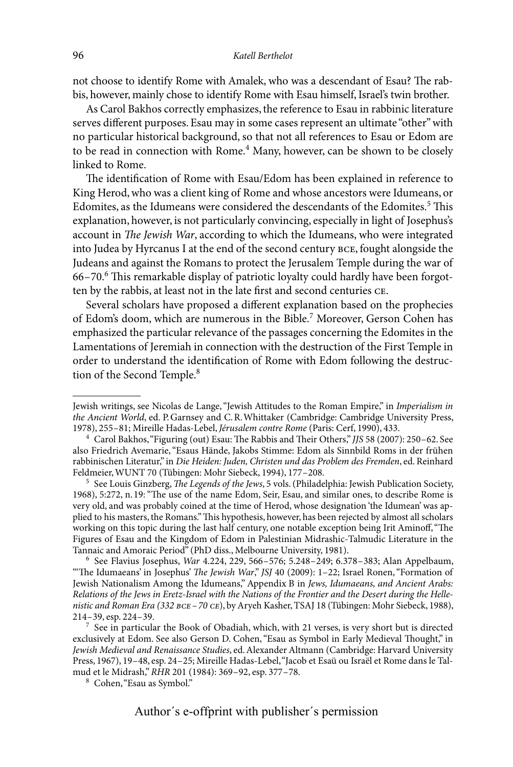not choose to identify Rome with Amalek, who was a descendant of Esau? The rabbis, however, mainly chose to identify Rome with Esau himself, Israel's twin brother.

As Carol Bakhos correctly emphasizes, the reference to Esau in rabbinic literature serves different purposes. Esau may in some cases represent an ultimate "other" with no particular historical background, so that not all references to Esau or Edom are to be read in connection with Rome.[4] Many, however, can be shown to be closely linked to Rome.

The identification of Rome with Esau/Edom has been explained in reference to King Herod, who was a client king of Rome and whose ancestors were Idumeans, or Edomites, as the Idumeans were considered the descendants of the Edomites.[5] This explanation, however, is not particularly convincing, especially in light of Josephus's account in *The Jewish War*, according to which the Idumeans, who were integrated into Judea by Hyrcanus I at the end of the second century BCE, fought alongside the Judeans and against the Romans to protect the Jerusalem Temple during the war of 66–70.[6] This remarkable display of patriotic loyalty could hardly have been forgotten by the rabbis, at least not in the late first and second centuries CE.

Several scholars have proposed a different explanation based on the prophecies of Edom's doom, which are numerous in the Bible.[7] Moreover, Gerson Cohen has emphasized the particular relevance of the passages concerning the Edomites in the Lamentations of Jeremiah in connection with the destruction of the First Temple in order to understand the identification of Rome with Edom following the destruction of the Second Temple.[8]

---

Jewish writings, see Nicolas de Lange, "Jewish Attitudes to the Roman Empire," in *Imperialism in the Ancient World*, ed. P. Garnsey and C. R. Whittaker (Cambridge: Cambridge University Press, 1978), 255–81; Mireille Hadas-Lebel, *Jérusalem contre Rome* (Paris: Cerf, 1990), 433.

[4] Carol Bakhos, "Figuring (out) Esau: The Rabbis and Their Others," *JJS* 58 (2007): 250–62. See also Friedrich Avemarie, "Esaus Hände, Jakobs Stimme: Edom als Sinnbild Roms in der frühen rabbinischen Literatur," in *Die Heiden: Juden, Christen und das Problem des Fremden*, ed. Reinhard Feldmeier, WUNT 70 (Tübingen: Mohr Siebeck, 1994), 177–208.

[5] See Louis Ginzberg, *The Legends of the Jews*, 5 vols. (Philadelphia: Jewish Publication Society, 1968), 5:272, n. 19: "The use of the name Edom, Seir, Esau, and similar ones, to describe Rome is very old, and was probably coined at the time of Herod, whose designation 'the Idumean' was applied to his masters, the Romans." This hypothesis, however, has been rejected by almost all scholars working on this topic during the last half century, one notable exception being Irit Aminoff, "The Figures of Esau and the Kingdom of Edom in Palestinian Midrashic-Talmudic Literature in the Tannaic and Amoraic Period" (PhD diss., Melbourne University, 1981).

[6] See Flavius Josephus, *War* 4.224, 229, 566–576; 5.248–249; 6.378–383; Alan Appelbaum, "'The Idumaeans' in Josephus' *The Jewish War*," *JSJ* 40 (2009): 1–22; Israel Ronen, "Formation of Jewish Nationalism Among the Idumeans," Appendix B in *Jews, Idumaeans, and Ancient Arabs: Relations of the Jews in Eretz-Israel with the Nations of the Frontier and the Desert during the Hellenistic and Roman Era (332 BCE – 70 CE)*, by Aryeh Kasher, TSAJ 18 (Tübingen: Mohr Siebeck, 1988), 214–39, esp. 224–39.

[7] See in particular the Book of Obadiah, which, with 21 verses, is very short but is directed exclusively at Edom. See also Gerson D. Cohen, "Esau as Symbol in Early Medieval Thought," in *Jewish Medieval and Renaissance Studies*, ed. Alexander Altmann (Cambridge: Harvard University Press, 1967), 19–48, esp. 24–25; Mireille Hadas-Lebel, "Jacob et Esaü ou Israël et Rome dans le Talmud et le Midrash," *RHR* 201 (1984): 369–92, esp. 377–78.

[8] Cohen, "Esau as Symbol."

Author´s e-offprint with publisher´s permission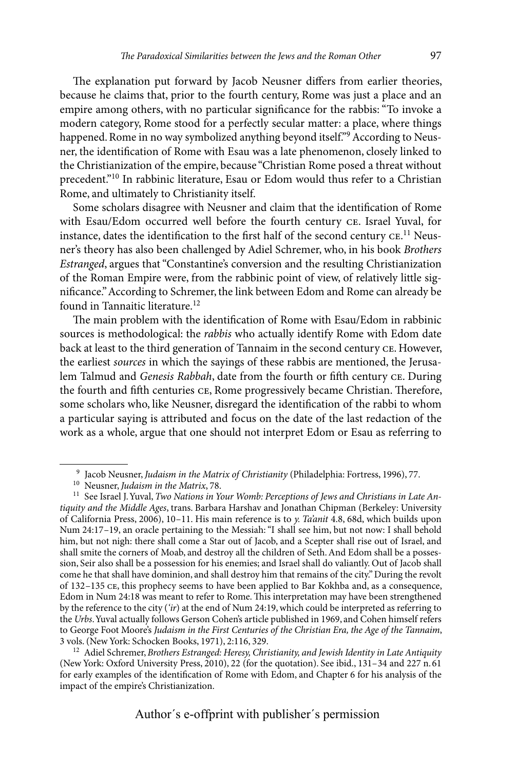The explanation put forward by Jacob Neusner differs from earlier theories, because he claims that, prior to the fourth century, Rome was just a place and an empire among others, with no particular significance for the rabbis: "To invoke a modern category, Rome stood for a perfectly secular matter: a place, where things happened. Rome in no way symbolized anything beyond itself."[9] According to Neusner, the identification of Rome with Esau was a late phenomenon, closely linked to the Christianization of the empire, because "Christian Rome posed a threat without precedent."[10] In rabbinic literature, Esau or Edom would thus refer to a Christian Rome, and ultimately to Christianity itself.

Some scholars disagree with Neusner and claim that the identification of Rome with Esau/Edom occurred well before the fourth century CE. Israel Yuval, for instance, dates the identification to the first half of the second century CE.[11] Neusner's theory has also been challenged by Adiel Schremer, who, in his book *Brothers Estranged*, argues that "Constantine's conversion and the resulting Christianization of the Roman Empire were, from the rabbinic point of view, of relatively little significance." According to Schremer, the link between Edom and Rome can already be found in Tannaitic literature.[12]

The main problem with the identification of Rome with Esau/Edom in rabbinic sources is methodological: the *rabbis* who actually identify Rome with Edom date back at least to the third generation of Tannaim in the second century CE. However, the earliest *sources* in which the sayings of these rabbis are mentioned, the Jerusalem Talmud and *Genesis Rabbah*, date from the fourth or fifth century CE. During the fourth and fifth centuries CE, Rome progressively became Christian. Therefore, some scholars who, like Neusner, disregard the identification of the rabbi to whom a particular saying is attributed and focus on the date of the last redaction of the work as a whole, argue that one should not interpret Edom or Esau as referring to

---

[9] Jacob Neusner, *Judaism in the Matrix of Christianity* (Philadelphia: Fortress, 1996), 77.

[10] Neusner, *Judaism in the Matrix*, 78.

[11] See Israel J. Yuval, *Two Nations in Your Womb: Perceptions of Jews and Christians in Late Antiquity and the Middle Ages*, trans. Barbara Harshav and Jonathan Chipman (Berkeley: University of California Press, 2006), 10–11. His main reference is to *y. Ta'anit* 4.8, 68d, which builds upon Num 24:17–19, an oracle pertaining to the Messiah: "I shall see him, but not now: I shall behold him, but not nigh: there shall come a Star out of Jacob, and a Scepter shall rise out of Israel, and shall smite the corners of Moab, and destroy all the children of Seth. And Edom shall be a possession, Seir also shall be a possession for his enemies; and Israel shall do valiantly. Out of Jacob shall come he that shall have dominion, and shall destroy him that remains of the city." During the revolt of 132–135 CE, this prophecy seems to have been applied to Bar Kokhba and, as a consequence, Edom in Num 24:18 was meant to refer to Rome. This interpretation may have been strengthened by the reference to the city (*'ir*) at the end of Num 24:19, which could be interpreted as referring to the *Urbs*. Yuval actually follows Gerson Cohen's article published in 1969, and Cohen himself refers to George Foot Moore's *Judaism in the First Centuries of the Christian Era, the Age of the Tannaim*, 3 vols. (New York: Schocken Books, 1971), 2:116, 329.

[12] Adiel Schremer, *Brothers Estranged: Heresy, Christianity, and Jewish Identity in Late Antiquity* (New York: Oxford University Press, 2010), 22 (for the quotation). See ibid., 131–34 and 227 n. 61 for early examples of the identification of Rome with Edom, and Chapter 6 for his analysis of the impact of the empire's Christianization.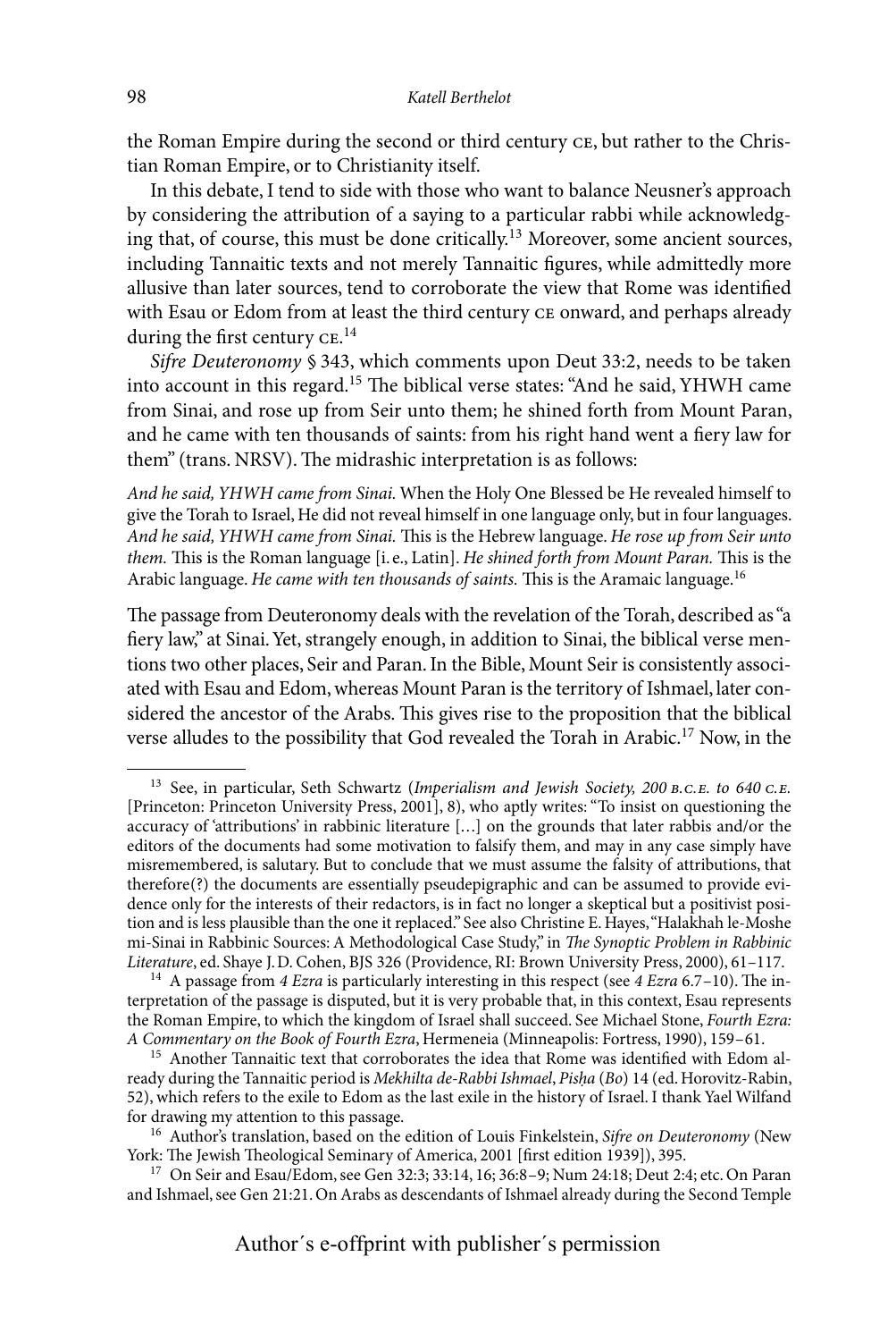the Roman Empire during the second or third century CE, but rather to the Christian Roman Empire, or to Christianity itself.

In this debate, I tend to side with those who want to balance Neusner's approach by considering the attribution of a saying to a particular rabbi while acknowledging that, of course, this must be done critically.[13] Moreover, some ancient sources, including Tannaitic texts and not merely Tannaitic figures, while admittedly more allusive than later sources, tend to corroborate the view that Rome was identified with Esau or Edom from at least the third century CE onward, and perhaps already during the first century CE.[14]

*Sifre Deuteronomy* § 343, which comments upon Deut 33:2, needs to be taken into account in this regard.[15] The biblical verse states: "And he said, YHWH came from Sinai, and rose up from Seir unto them; he shined forth from Mount Paran, and he came with ten thousands of saints: from his right hand went a fiery law for them" (trans. NRSV). The midrashic interpretation is as follows:

*And he said, YHWH came from Sinai.* When the Holy One Blessed be He revealed himself to give the Torah to Israel, He did not reveal himself in one language only, but in four languages. *And he said, YHWH came from Sinai.* This is the Hebrew language. *He rose up from Seir unto them.* This is the Roman language [i. e., Latin]. *He shined forth from Mount Paran.* This is the Arabic language. *He came with ten thousands of saints.* This is the Aramaic language.[16]

The passage from Deuteronomy deals with the revelation of the Torah, described as "a fiery law," at Sinai. Yet, strangely enough, in addition to Sinai, the biblical verse mentions two other places, Seir and Paran. In the Bible, Mount Seir is consistently associated with Esau and Edom, whereas Mount Paran is the territory of Ishmael, later considered the ancestor of the Arabs. This gives rise to the proposition that the biblical verse alludes to the possibility that God revealed the Torah in Arabic.[17] Now, in the

---

[13] See, in particular, Seth Schwartz (*Imperialism and Jewish Society, 200 B.C.E. to 640 C.E.* [Princeton: Princeton University Press, 2001], 8), who aptly writes: "To insist on questioning the accuracy of 'attributions' in rabbinic literature […] on the grounds that later rabbis and/or the editors of the documents had some motivation to falsify them, and may in any case simply have misremembered, is salutary. But to conclude that we must assume the falsity of attributions, that therefore(?) the documents are essentially pseudepigraphic and can be assumed to provide evidence only for the interests of their redactors, is in fact no longer a skeptical but a positivist position and is less plausible than the one it replaced." See also Christine E. Hayes, "Halakhah le-Moshe mi-Sinai in Rabbinic Sources: A Methodological Case Study," in *The Synoptic Problem in Rabbinic Literature*, ed. Shaye J. D. Cohen, BJS 326 (Providence, RI: Brown University Press, 2000), 61–117.

[14] A passage from *4 Ezra* is particularly interesting in this respect (see *4 Ezra* 6.7–10). The interpretation of the passage is disputed, but it is very probable that, in this context, Esau represents the Roman Empire, to which the kingdom of Israel shall succeed. See Michael Stone, *Fourth Ezra: A Commentary on the Book of Fourth Ezra*, Hermeneia (Minneapolis: Fortress, 1990), 159–61.

[15] Another Tannaitic text that corroborates the idea that Rome was identified with Edom already during the Tannaitic period is *Mekhilta de-Rabbi Ishmael*, *Pisḥa* (*Bo*) 14 (ed. Horovitz-Rabin, 52), which refers to the exile to Edom as the last exile in the history of Israel. I thank Yael Wilfand for drawing my attention to this passage.

[16] Author's translation, based on the edition of Louis Finkelstein, *Sifre on Deuteronomy* (New York: The Jewish Theological Seminary of America, 2001 [first edition 1939]), 395.

[17] On Seir and Esau/Edom, see Gen 32:3; 33:14, 16; 36:8–9; Num 24:18; Deut 2:4; etc. On Paran and Ishmael, see Gen 21:21. On Arabs as descendants of Ishmael already during the Second Temple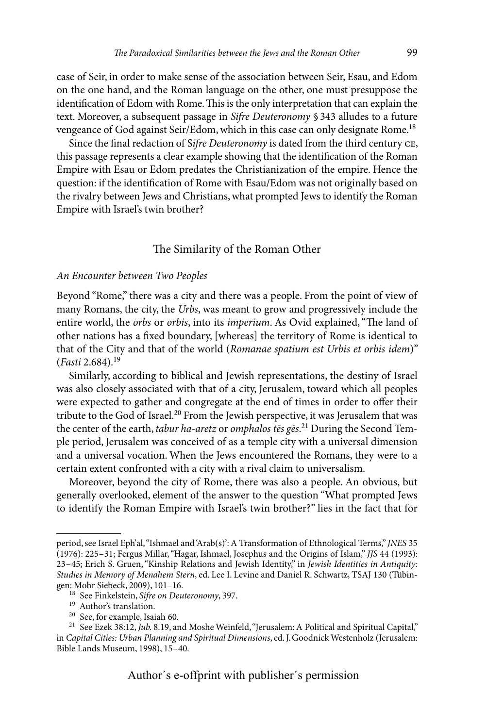case of Seir, in order to make sense of the association between Seir, Esau, and Edom on the one hand, and the Roman language on the other, one must presuppose the identification of Edom with Rome. This is the only interpretation that can explain the text. Moreover, a subsequent passage in *Sifre Deuteronomy* § 343 alludes to a future vengeance of God against Seir/Edom, which in this case can only designate Rome.[18]

Since the final redaction of S*ifre Deuteronomy* is dated from the third century CE, this passage represents a clear example showing that the identification of the Roman Empire with Esau or Edom predates the Christianization of the empire. Hence the question: if the identification of Rome with Esau/Edom was not originally based on the rivalry between Jews and Christians, what prompted Jews to identify the Roman Empire with Israel's twin brother?

## The Similarity of the Roman Other

### *An Encounter between Two Peoples*

Beyond "Rome," there was a city and there was a people. From the point of view of many Romans, the city, the *Urbs*, was meant to grow and progressively include the entire world, the *orbs* or *orbis*, into its *imperium*. As Ovid explained, "The land of other nations has a fixed boundary, [whereas] the territory of Rome is identical to that of the City and that of the world (*Romanae spatium est Urbis et orbis idem*)" (*Fasti* 2.684).[19]

Similarly, according to biblical and Jewish representations, the destiny of Israel was also closely associated with that of a city, Jerusalem, toward which all peoples were expected to gather and congregate at the end of times in order to offer their tribute to the God of Israel.[20] From the Jewish perspective, it was Jerusalem that was the center of the earth, *tabur ha-aretz* or *omphalos tēs gēs*.[21] During the Second Temple period, Jerusalem was conceived of as a temple city with a universal dimension and a universal vocation. When the Jews encountered the Romans, they were to a certain extent confronted with a city with a rival claim to universalism.

Moreover, beyond the city of Rome, there was also a people. An obvious, but generally overlooked, element of the answer to the question "What prompted Jews to identify the Roman Empire with Israel's twin brother?" lies in the fact that for

---

period, see Israel Eph'al, "Ishmael and 'Arab(s)': A Transformation of Ethnological Terms," *JNES* 35 (1976): 225–31; Fergus Millar, "Hagar, Ishmael, Josephus and the Origins of Islam," *JJS* 44 (1993): 23–45; Erich S. Gruen, "Kinship Relations and Jewish Identity," in *Jewish Identities in Antiquity: Studies in Memory of Menahem Stern*, ed. Lee I. Levine and Daniel R. Schwartz, TSAJ 130 (Tübingen: Mohr Siebeck, 2009), 101–16.

[18] See Finkelstein, *Sifre on Deuteronomy*, 397.

[19] Author's translation.

[20] See, for example, Isaiah 60.

[21] See Ezek 38:12, *Jub.* 8.19, and Moshe Weinfeld, "Jerusalem: A Political and Spiritual Capital," in *Capital Cities: Urban Planning and Spiritual Dimensions*, ed. J. Goodnick Westenholz (Jerusalem: Bible Lands Museum, 1998), 15–40.

Author´s e-offprint with publisher´s permission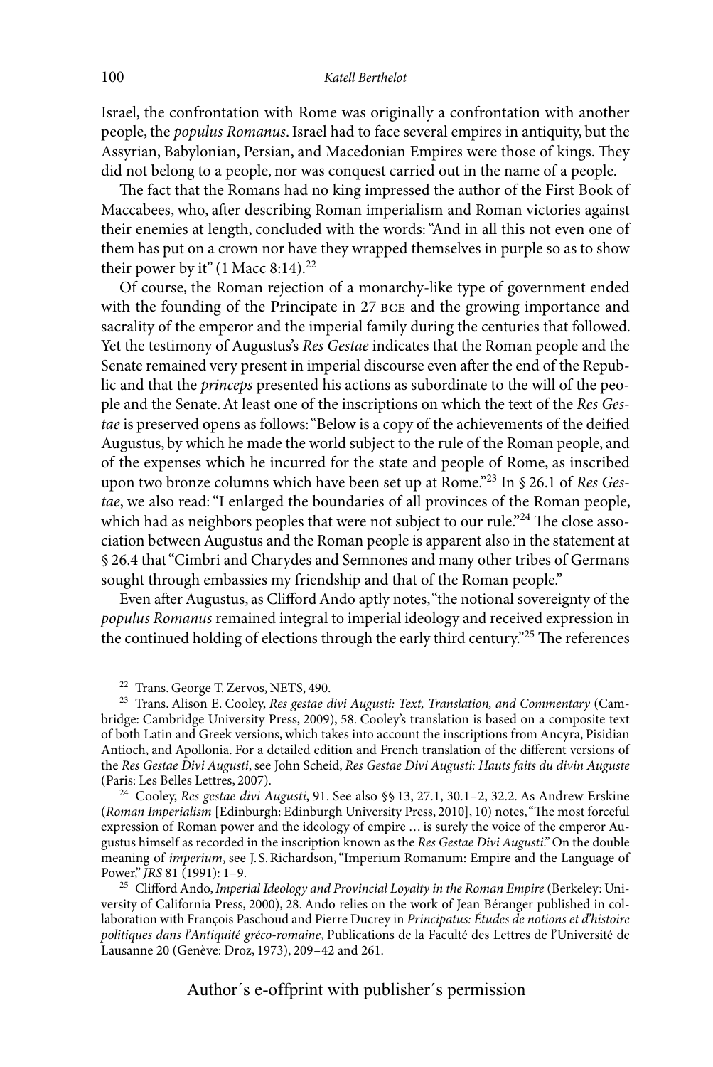Israel, the confrontation with Rome was originally a confrontation with another people, the *populus Romanus*. Israel had to face several empires in antiquity, but the Assyrian, Babylonian, Persian, and Macedonian Empires were those of kings. They did not belong to a people, nor was conquest carried out in the name of a people.

The fact that the Romans had no king impressed the author of the First Book of Maccabees, who, after describing Roman imperialism and Roman victories against their enemies at length, concluded with the words: "And in all this not even one of them has put on a crown nor have they wrapped themselves in purple so as to show their power by it" (1 Macc 8:14).[22]

Of course, the Roman rejection of a monarchy-like type of government ended with the founding of the Principate in 27 BCE and the growing importance and sacrality of the emperor and the imperial family during the centuries that followed. Yet the testimony of Augustus's *Res Gestae* indicates that the Roman people and the Senate remained very present in imperial discourse even after the end of the Republic and that the *princeps* presented his actions as subordinate to the will of the people and the Senate. At least one of the inscriptions on which the text of the *Res Gestae* is preserved opens as follows: "Below is a copy of the achievements of the deified Augustus, by which he made the world subject to the rule of the Roman people, and of the expenses which he incurred for the state and people of Rome, as inscribed upon two bronze columns which have been set up at Rome."[23] In § 26.1 of *Res Gestae*, we also read: "I enlarged the boundaries of all provinces of the Roman people, which had as neighbors peoples that were not subject to our rule."[24] The close association between Augustus and the Roman people is apparent also in the statement at § 26.4 that "Cimbri and Charydes and Semnones and many other tribes of Germans sought through embassies my friendship and that of the Roman people."

Even after Augustus, as Clifford Ando aptly notes, "the notional sovereignty of the *populus Romanus* remained integral to imperial ideology and received expression in the continued holding of elections through the early third century."[25] The references

---

[22] Trans. George T. Zervos, NETS, 490.

[23] Trans. Alison E. Cooley, *Res gestae divi Augusti: Text, Translation, and Commentary* (Cambridge: Cambridge University Press, 2009), 58. Cooley's translation is based on a composite text of both Latin and Greek versions, which takes into account the inscriptions from Ancyra, Pisidian Antioch, and Apollonia. For a detailed edition and French translation of the different versions of the *Res Gestae Divi Augusti*, see John Scheid, *Res Gestae Divi Augusti: Hauts faits du divin Auguste* (Paris: Les Belles Lettres, 2007).

[24] Cooley, *Res gestae divi Augusti*, 91. See also §§ 13, 27.1, 30.1–2, 32.2. As Andrew Erskine (*Roman Imperialism* [Edinburgh: Edinburgh University Press, 2010], 10) notes, "The most forceful expression of Roman power and the ideology of empire … is surely the voice of the emperor Augustus himself as recorded in the inscription known as the *Res Gestae Divi Augusti*." On the double meaning of *imperium*, see J. S. Richardson, "Imperium Romanum: Empire and the Language of Power," *JRS* 81 (1991): 1–9.

[25] Clifford Ando, *Imperial Ideology and Provincial Loyalty in the Roman Empire* (Berkeley: University of California Press, 2000), 28. Ando relies on the work of Jean Béranger published in collaboration with François Paschoud and Pierre Ducrey in *Principatus: Études de notions et d'histoire politiques dans l'Antiquité gréco-romaine*, Publications de la Faculté des Lettres de l'Université de Lausanne 20 (Genève: Droz, 1973), 209–42 and 261.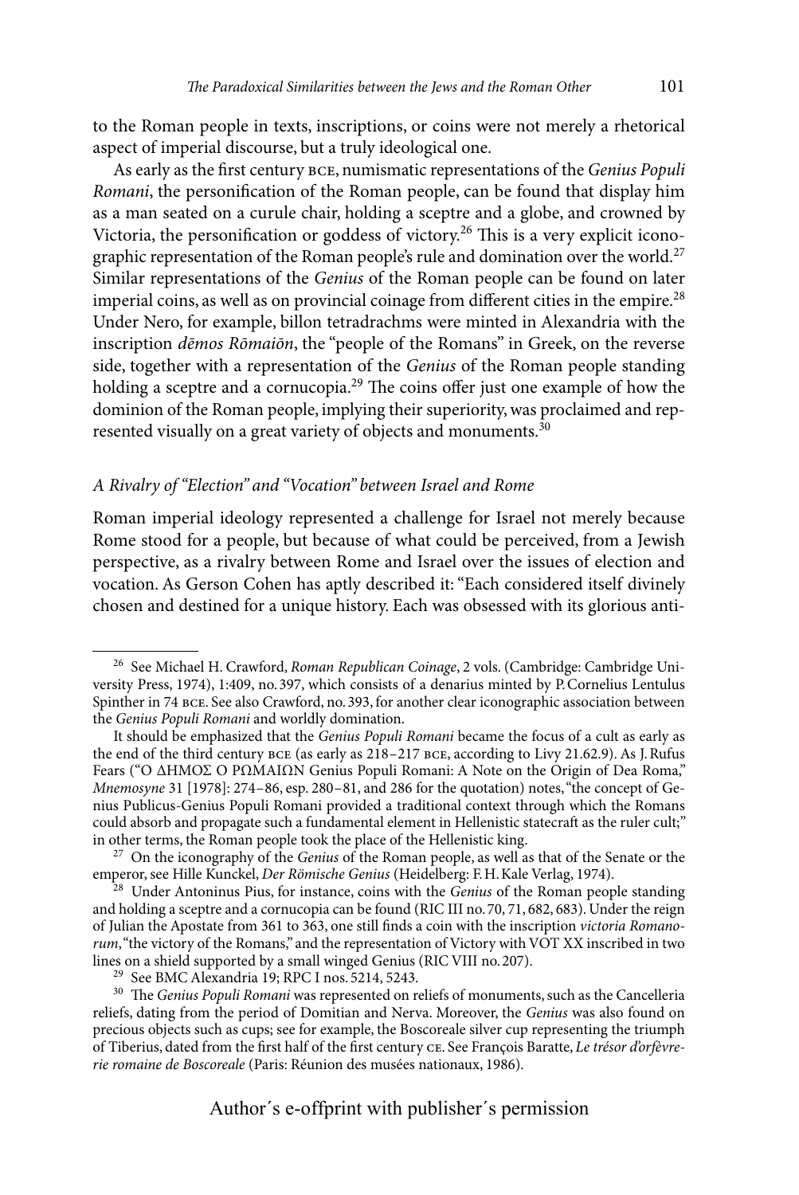to the Roman people in texts, inscriptions, or coins were not merely a rhetorical aspect of imperial discourse, but a truly ideological one.

As early as the first century BCE, numismatic representations of the *Genius Populi Romani*, the personification of the Roman people, can be found that display him as a man seated on a curule chair, holding a sceptre and a globe, and crowned by Victoria, the personification or goddess of victory.[26] This is a very explicit iconographic representation of the Roman people's rule and domination over the world.[27] Similar representations of the *Genius* of the Roman people can be found on later imperial coins, as well as on provincial coinage from different cities in the empire.[28] Under Nero, for example, billon tetradrachms were minted in Alexandria with the inscription *dēmos Rōmaiōn*, the "people of the Romans" in Greek, on the reverse side, together with a representation of the *Genius* of the Roman people standing holding a sceptre and a cornucopia.[29] The coins offer just one example of how the dominion of the Roman people, implying their superiority, was proclaimed and represented visually on a great variety of objects and monuments.[30]

### *A Rivalry of "Election" and "Vocation" between Israel and Rome*

Roman imperial ideology represented a challenge for Israel not merely because Rome stood for a people, but because of what could be perceived, from a Jewish perspective, as a rivalry between Rome and Israel over the issues of election and vocation. As Gerson Cohen has aptly described it: "Each considered itself divinely chosen and destined for a unique history. Each was obsessed with its glorious anti-

---

[26] See Michael H. Crawford, *Roman Republican Coinage*, 2 vols. (Cambridge: Cambridge University Press, 1974), 1:409, no. 397, which consists of a denarius minted by P. Cornelius Lentulus Spinther in 74 BCE. See also Crawford, no. 393, for another clear iconographic association between the *Genius Populi Romani* and worldly domination.

It should be emphasized that the *Genius Populi Romani* became the focus of a cult as early as the end of the third century BCE (as early as 218–217 BCE, according to Livy 21.62.9). As J. Rufus Fears ("Ο ΔΗΜΟΣ Ο ΡΩΜΑΙΩΝ Genius Populi Romani: A Note on the Origin of Dea Roma," *Mnemosyne* 31 [1978]: 274–86, esp. 280–81, and 286 for the quotation) notes, "the concept of Genius Publicus-Genius Populi Romani provided a traditional context through which the Romans could absorb and propagate such a fundamental element in Hellenistic statecraft as the ruler cult;" in other terms, the Roman people took the place of the Hellenistic king.

[27] On the iconography of the *Genius* of the Roman people, as well as that of the Senate or the emperor, see Hille Kunckel, *Der Römische Genius* (Heidelberg: F. H. Kale Verlag, 1974).

[28] Under Antoninus Pius, for instance, coins with the *Genius* of the Roman people standing and holding a sceptre and a cornucopia can be found (RIC III no. 70, 71, 682, 683). Under the reign of Julian the Apostate from 361 to 363, one still finds a coin with the inscription *victoria Romanorum*, "the victory of the Romans," and the representation of Victory with VOT XX inscribed in two lines on a shield supported by a small winged Genius (RIC VIII no. 207).

[29] See BMC Alexandria 19; RPC I nos. 5214, 5243.

[30] The *Genius Populi Romani* was represented on reliefs of monuments, such as the Cancelleria reliefs, dating from the period of Domitian and Nerva. Moreover, the *Genius* was also found on precious objects such as cups; see for example, the Boscoreale silver cup representing the triumph of Tiberius, dated from the first half of the first century CE. See François Baratte, *Le trésor d'orfèvrerie romaine de Boscoreale* (Paris: Réunion des musées nationaux, 1986).

Author´s e-offprint with publisher´s permission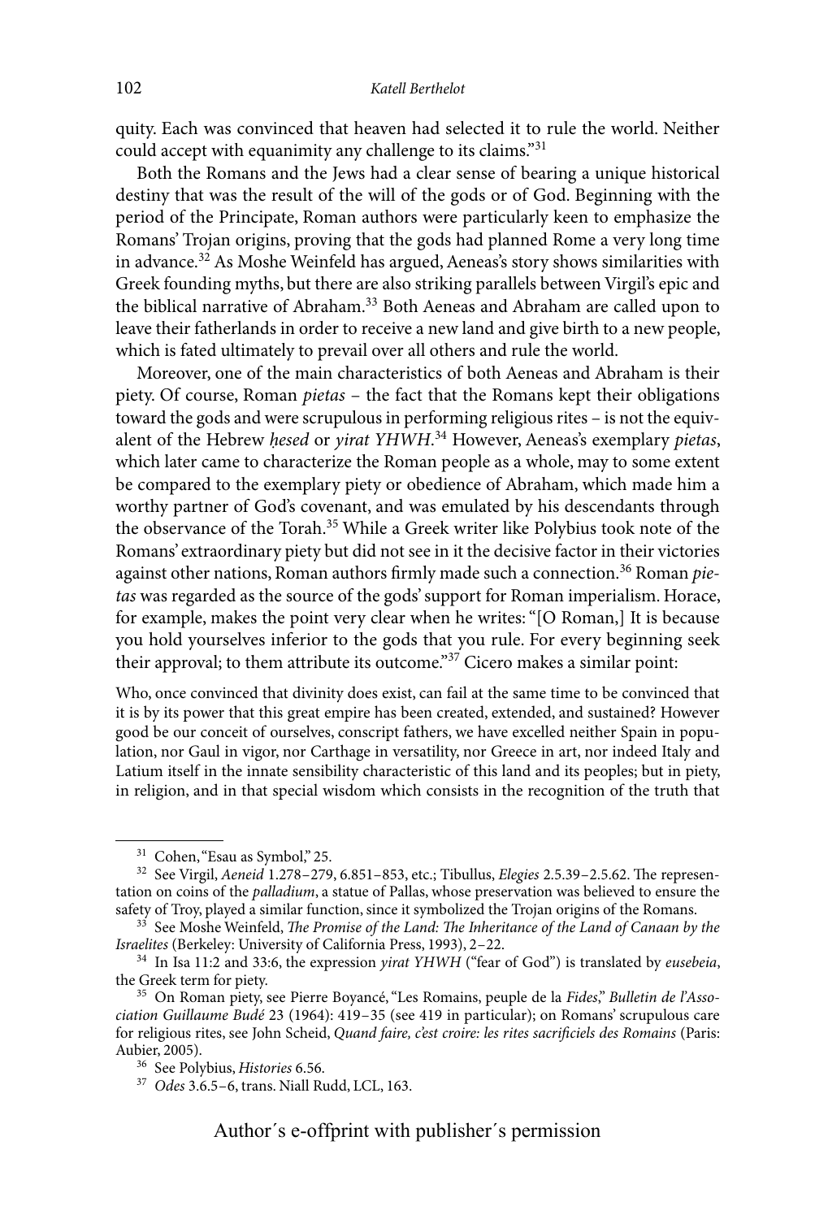quity. Each was convinced that heaven had selected it to rule the world. Neither could accept with equanimity any challenge to its claims."[31]

Both the Romans and the Jews had a clear sense of bearing a unique historical destiny that was the result of the will of the gods or of God. Beginning with the period of the Principate, Roman authors were particularly keen to emphasize the Romans' Trojan origins, proving that the gods had planned Rome a very long time in advance.[32] As Moshe Weinfeld has argued, Aeneas's story shows similarities with Greek founding myths, but there are also striking parallels between Virgil's epic and the biblical narrative of Abraham.[33] Both Aeneas and Abraham are called upon to leave their fatherlands in order to receive a new land and give birth to a new people, which is fated ultimately to prevail over all others and rule the world.

Moreover, one of the main characteristics of both Aeneas and Abraham is their piety. Of course, Roman *pietas* – the fact that the Romans kept their obligations toward the gods and were scrupulous in performing religious rites – is not the equivalent of the Hebrew *ḥesed* or *yirat YHWH*.[34] However, Aeneas's exemplary *pietas*, which later came to characterize the Roman people as a whole, may to some extent be compared to the exemplary piety or obedience of Abraham, which made him a worthy partner of God's covenant, and was emulated by his descendants through the observance of the Torah.[35] While a Greek writer like Polybius took note of the Romans' extraordinary piety but did not see in it the decisive factor in their victories against other nations, Roman authors firmly made such a connection.[36] Roman *pietas* was regarded as the source of the gods' support for Roman imperialism. Horace, for example, makes the point very clear when he writes: "[O Roman,] It is because you hold yourselves inferior to the gods that you rule. For every beginning seek their approval; to them attribute its outcome."[37] Cicero makes a similar point:

> Who, once convinced that divinity does exist, can fail at the same time to be convinced that it is by its power that this great empire has been created, extended, and sustained? However good be our conceit of ourselves, conscript fathers, we have excelled neither Spain in population, nor Gaul in vigor, nor Carthage in versatility, nor Greece in art, nor indeed Italy and Latium itself in the innate sensibility characteristic of this land and its peoples; but in piety, in religion, and in that special wisdom which consists in the recognition of the truth that

---

[31] Cohen, "Esau as Symbol," 25.

[32] See Virgil, *Aeneid* 1.278–279, 6.851–853, etc.; Tibullus, *Elegies* 2.5.39–2.5.62. The representation on coins of the *palladium*, a statue of Pallas, whose preservation was believed to ensure the safety of Troy, played a similar function, since it symbolized the Trojan origins of the Romans.

[33] See Moshe Weinfeld, *The Promise of the Land: The Inheritance of the Land of Canaan by the Israelites* (Berkeley: University of California Press, 1993), 2–22.

[34] In Isa 11:2 and 33:6, the expression *yirat YHWH* ("fear of God") is translated by *eusebeia*, the Greek term for piety.

[35] On Roman piety, see Pierre Boyancé, "Les Romains, peuple de la *Fides*," *Bulletin de l'Association Guillaume Budé* 23 (1964): 419–35 (see 419 in particular); on Romans' scrupulous care for religious rites, see John Scheid, *Quand faire, c'est croire: les rites sacrificiels des Romains* (Paris: Aubier, 2005).

[36] See Polybius, *Histories* 6.56.

[37] *Odes* 3.6.5–6, trans. Niall Rudd, LCL, 163.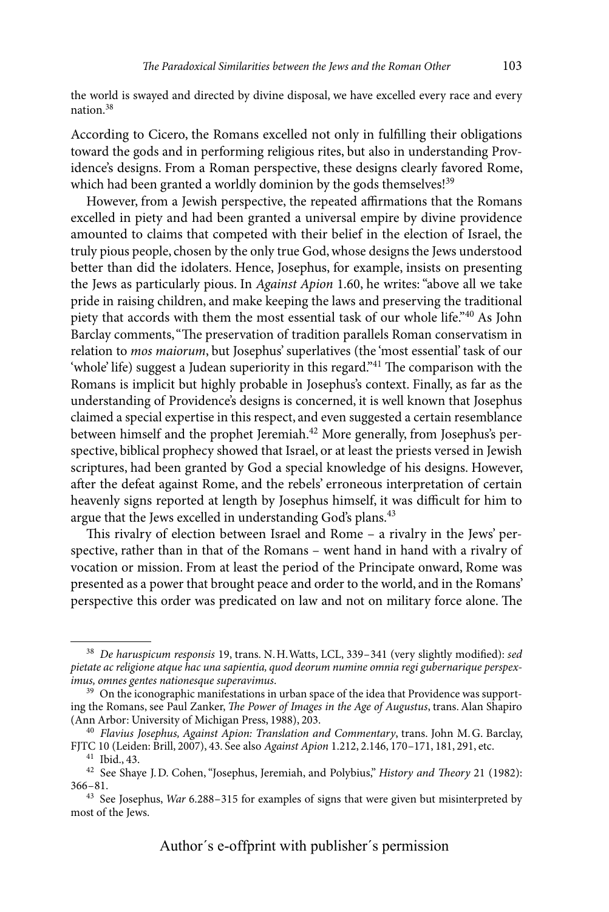the world is swayed and directed by divine disposal, we have excelled every race and every nation.[38]

According to Cicero, the Romans excelled not only in fulfilling their obligations toward the gods and in performing religious rites, but also in understanding Providence's designs. From a Roman perspective, these designs clearly favored Rome, which had been granted a worldly dominion by the gods themselves![39]

However, from a Jewish perspective, the repeated affirmations that the Romans excelled in piety and had been granted a universal empire by divine providence amounted to claims that competed with their belief in the election of Israel, the truly pious people, chosen by the only true God, whose designs the Jews understood better than did the idolaters. Hence, Josephus, for example, insists on presenting the Jews as particularly pious. In *Against Apion* 1.60, he writes: "above all we take pride in raising children, and make keeping the laws and preserving the traditional piety that accords with them the most essential task of our whole life."[40] As John Barclay comments, "The preservation of tradition parallels Roman conservatism in relation to *mos maiorum*, but Josephus' superlatives (the 'most essential' task of our 'whole' life) suggest a Judean superiority in this regard."[41] The comparison with the Romans is implicit but highly probable in Josephus's context. Finally, as far as the understanding of Providence's designs is concerned, it is well known that Josephus claimed a special expertise in this respect, and even suggested a certain resemblance between himself and the prophet Jeremiah.[42] More generally, from Josephus's perspective, biblical prophecy showed that Israel, or at least the priests versed in Jewish scriptures, had been granted by God a special knowledge of his designs. However, after the defeat against Rome, and the rebels' erroneous interpretation of certain heavenly signs reported at length by Josephus himself, it was difficult for him to argue that the Jews excelled in understanding God's plans.[43]

This rivalry of election between Israel and Rome – a rivalry in the Jews' perspective, rather than in that of the Romans – went hand in hand with a rivalry of vocation or mission. From at least the period of the Principate onward, Rome was presented as a power that brought peace and order to the world, and in the Romans' perspective this order was predicated on law and not on military force alone. The

---

[38] *De haruspicum responsis* 19, trans. N. H. Watts, LCL, 339–341 (very slightly modified): *sed pietate ac religione atque hac una sapientia, quod deorum numine omnia regi gubernarique perspeximus, omnes gentes nationesque superavimus.*

[39] On the iconographic manifestations in urban space of the idea that Providence was supporting the Romans, see Paul Zanker, *The Power of Images in the Age of Augustus*, trans. Alan Shapiro (Ann Arbor: University of Michigan Press, 1988), 203.

[40] *Flavius Josephus, Against Apion: Translation and Commentary*, trans. John M. G. Barclay, FJTC 10 (Leiden: Brill, 2007), 43. See also *Against Apion* 1.212, 2.146, 170–171, 181, 291, etc.

[41] Ibid., 43.

[42] See Shaye J. D. Cohen, "Josephus, Jeremiah, and Polybius," *History and Theory* 21 (1982): 366–81.

[43] See Josephus, *War* 6.288–315 for examples of signs that were given but misinterpreted by most of the Jews.

Author´s e-offprint with publisher´s permission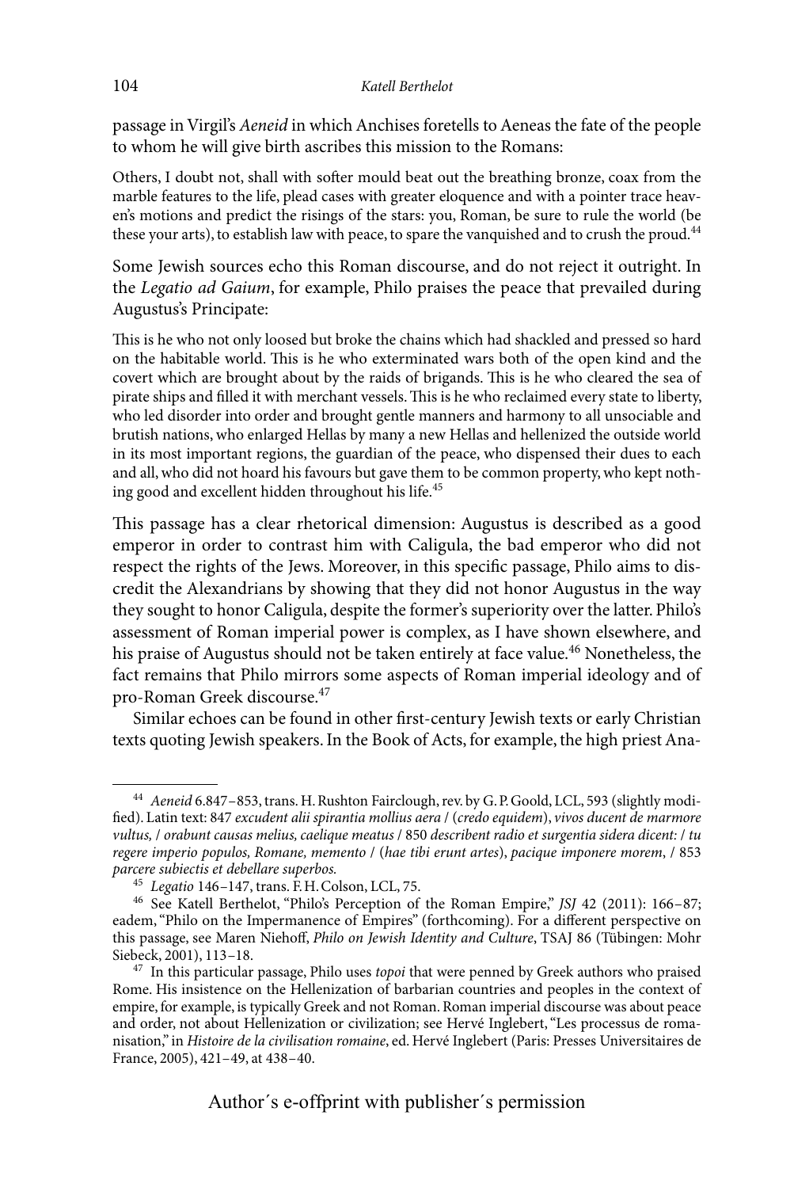passage in Virgil's *Aeneid* in which Anchises foretells to Aeneas the fate of the people to whom he will give birth ascribes this mission to the Romans:

> Others, I doubt not, shall with softer mould beat out the breathing bronze, coax from the marble features to the life, plead cases with greater eloquence and with a pointer trace heaven's motions and predict the risings of the stars: you, Roman, be sure to rule the world (be these your arts), to establish law with peace, to spare the vanquished and to crush the proud.[44]

Some Jewish sources echo this Roman discourse, and do not reject it outright. In the *Legatio ad Gaium*, for example, Philo praises the peace that prevailed during Augustus's Principate:

> This is he who not only loosed but broke the chains which had shackled and pressed so hard on the habitable world. This is he who exterminated wars both of the open kind and the covert which are brought about by the raids of brigands. This is he who cleared the sea of pirate ships and filled it with merchant vessels. This is he who reclaimed every state to liberty, who led disorder into order and brought gentle manners and harmony to all unsociable and brutish nations, who enlarged Hellas by many a new Hellas and hellenized the outside world in its most important regions, the guardian of the peace, who dispensed their dues to each and all, who did not hoard his favours but gave them to be common property, who kept nothing good and excellent hidden throughout his life.[45]

This passage has a clear rhetorical dimension: Augustus is described as a good emperor in order to contrast him with Caligula, the bad emperor who did not respect the rights of the Jews. Moreover, in this specific passage, Philo aims to discredit the Alexandrians by showing that they did not honor Augustus in the way they sought to honor Caligula, despite the former's superiority over the latter. Philo's assessment of Roman imperial power is complex, as I have shown elsewhere, and his praise of Augustus should not be taken entirely at face value.[46] Nonetheless, the fact remains that Philo mirrors some aspects of Roman imperial ideology and of pro-Roman Greek discourse.[47]

Similar echoes can be found in other first-century Jewish texts or early Christian texts quoting Jewish speakers. In the Book of Acts, for example, the high priest Ana-

---

[44] *Aeneid* 6.847–853, trans. H. Rushton Fairclough, rev. by G. P. Goold, LCL, 593 (slightly modified). Latin text: 847 *excudent alii spirantia mollius aera* / (*credo equidem*), *vivos ducent de marmore vultus,* / *orabunt causas melius, caelique meatus* / 850 *describent radio et surgentia sidera dicent:* / *tu regere imperio populos, Romane, memento* / (*hae tibi erunt artes*), *pacique imponere morem*, / 853 *parcere subiectis et debellare superbos.*

[45] *Legatio* 146–147, trans. F. H. Colson, LCL, 75.

[46] See Katell Berthelot, "Philo's Perception of the Roman Empire," *JSJ* 42 (2011): 166–87; eadem, "Philo on the Impermanence of Empires" (forthcoming). For a different perspective on this passage, see Maren Niehoff, *Philo on Jewish Identity and Culture*, TSAJ 86 (Tübingen: Mohr Siebeck, 2001), 113–18.

[47] In this particular passage, Philo uses *topoi* that were penned by Greek authors who praised Rome. His insistence on the Hellenization of barbarian countries and peoples in the context of empire, for example, is typically Greek and not Roman. Roman imperial discourse was about peace and order, not about Hellenization or civilization; see Hervé Inglebert, "Les processus de romanisation," in *Histoire de la civilisation romaine*, ed. Hervé Inglebert (Paris: Presses Universitaires de France, 2005), 421–49, at 438–40.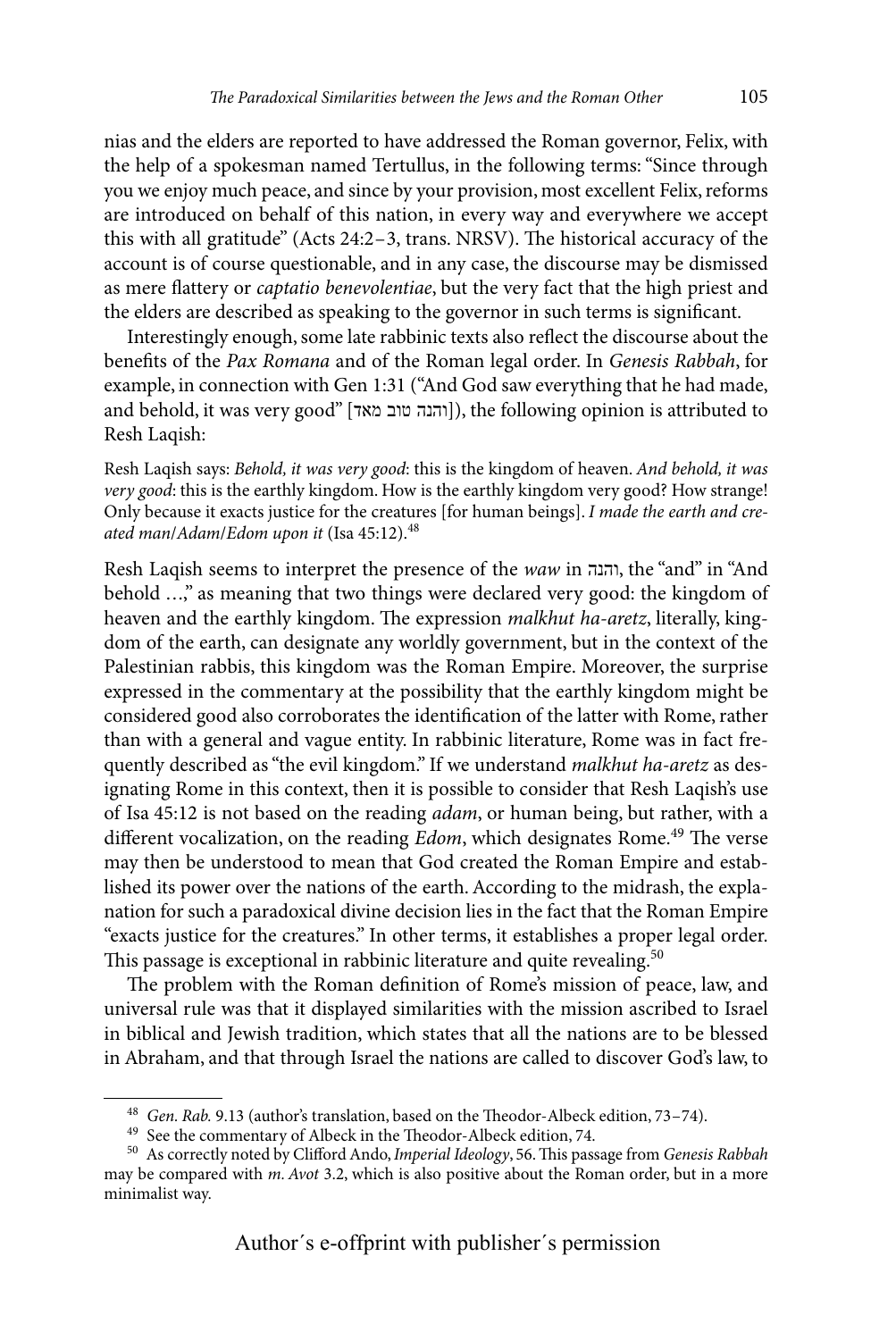nias and the elders are reported to have addressed the Roman governor, Felix, with the help of a spokesman named Tertullus, in the following terms: "Since through you we enjoy much peace, and since by your provision, most excellent Felix, reforms are introduced on behalf of this nation, in every way and everywhere we accept this with all gratitude" (Acts 24:2–3, trans. NRSV). The historical accuracy of the account is of course questionable, and in any case, the discourse may be dismissed as mere flattery or *captatio benevolentiae*, but the very fact that the high priest and the elders are described as speaking to the governor in such terms is significant.

Interestingly enough, some late rabbinic texts also reflect the discourse about the benefits of the *Pax Romana* and of the Roman legal order. In *Genesis Rabbah*, for example, in connection with Gen 1:31 ("And God saw everything that he had made, and behold, it was very good" [והנה טוב מאד]), the following opinion is attributed to Resh Laqish:

> Resh Laqish says: *Behold, it was very good*: this is the kingdom of heaven. *And behold, it was very good*: this is the earthly kingdom. How is the earthly kingdom very good? How strange! Only because it exacts justice for the creatures [for human beings]. *I made the earth and created man/Adam/Edom upon it* (Isa 45:12).[48]

Resh Laqish seems to interpret the presence of the *waw* in והנה, the "and" in "And behold …," as meaning that two things were declared very good: the kingdom of heaven and the earthly kingdom. The expression *malkhut ha-aretz*, literally, kingdom of the earth, can designate any worldly government, but in the context of the Palestinian rabbis, this kingdom was the Roman Empire. Moreover, the surprise expressed in the commentary at the possibility that the earthly kingdom might be considered good also corroborates the identification of the latter with Rome, rather than with a general and vague entity. In rabbinic literature, Rome was in fact frequently described as "the evil kingdom." If we understand *malkhut ha-aretz* as designating Rome in this context, then it is possible to consider that Resh Laqish's use of Isa 45:12 is not based on the reading *adam*, or human being, but rather, with a different vocalization, on the reading *Edom*, which designates Rome.[49] The verse may then be understood to mean that God created the Roman Empire and established its power over the nations of the earth. According to the midrash, the explanation for such a paradoxical divine decision lies in the fact that the Roman Empire "exacts justice for the creatures." In other terms, it establishes a proper legal order. This passage is exceptional in rabbinic literature and quite revealing.[50]

The problem with the Roman definition of Rome's mission of peace, law, and universal rule was that it displayed similarities with the mission ascribed to Israel in biblical and Jewish tradition, which states that all the nations are to be blessed in Abraham, and that through Israel the nations are called to discover God's law, to

---

[48] *Gen. Rab.* 9.13 (author's translation, based on the Theodor-Albeck edition, 73–74).

[49] See the commentary of Albeck in the Theodor-Albeck edition, 74.

[50] As correctly noted by Clifford Ando, *Imperial Ideology*, 56. This passage from *Genesis Rabbah* may be compared with *m. Avot* 3.2, which is also positive about the Roman order, but in a more minimalist way.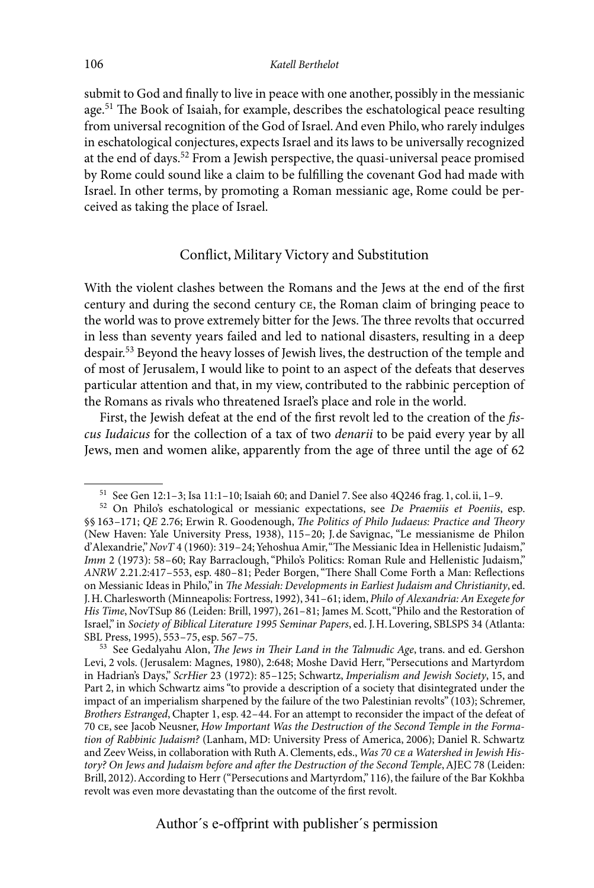submit to God and finally to live in peace with one another, possibly in the messianic age.[51] The Book of Isaiah, for example, describes the eschatological peace resulting from universal recognition of the God of Israel. And even Philo, who rarely indulges in eschatological conjectures, expects Israel and its laws to be universally recognized at the end of days.[52] From a Jewish perspective, the quasi-universal peace promised by Rome could sound like a claim to be fulfilling the covenant God had made with Israel. In other terms, by promoting a Roman messianic age, Rome could be perceived as taking the place of Israel.

## Conflict, Military Victory and Substitution

With the violent clashes between the Romans and the Jews at the end of the first century and during the second century CE, the Roman claim of bringing peace to the world was to prove extremely bitter for the Jews. The three revolts that occurred in less than seventy years failed and led to national disasters, resulting in a deep despair.[53] Beyond the heavy losses of Jewish lives, the destruction of the temple and of most of Jerusalem, I would like to point to an aspect of the defeats that deserves particular attention and that, in my view, contributed to the rabbinic perception of the Romans as rivals who threatened Israel's place and role in the world.

First, the Jewish defeat at the end of the first revolt led to the creation of the *fiscus Iudaicus* for the collection of a tax of two *denarii* to be paid every year by all Jews, men and women alike, apparently from the age of three until the age of 62

---

[51] See Gen 12:1–3; Isa 11:1–10; Isaiah 60; and Daniel 7. See also 4Q246 frag. 1, col. ii, 1–9.

[52] On Philo's eschatological or messianic expectations, see *De Praemiis et Poeniis*, esp. §§ 163–171; *QE* 2.76; Erwin R. Goodenough, *The Politics of Philo Judaeus: Practice and Theory* (New Haven: Yale University Press, 1938), 115–20; J. de Savignac, "Le messianisme de Philon d'Alexandrie," *NovT* 4 (1960): 319–24; Yehoshua Amir, "The Messianic Idea in Hellenistic Judaism," *Imm* 2 (1973): 58–60; Ray Barraclough, "Philo's Politics: Roman Rule and Hellenistic Judaism," *ANRW* 2.21.2:417–553, esp. 480–81; Peder Borgen, "There Shall Come Forth a Man: Reflections on Messianic Ideas in Philo," in *The Messiah: Developments in Earliest Judaism and Christianity*, ed. J. H. Charlesworth (Minneapolis: Fortress, 1992), 341–61; idem, *Philo of Alexandria: An Exegete for His Time*, NovTSup 86 (Leiden: Brill, 1997), 261–81; James M. Scott, "Philo and the Restoration of Israel," in *Society of Biblical Literature 1995 Seminar Papers*, ed. J. H. Lovering, SBLSPS 34 (Atlanta: SBL Press, 1995), 553–75, esp. 567–75.

[53] See Gedalyahu Alon, *The Jews in Their Land in the Talmudic Age*, trans. and ed. Gershon Levi, 2 vols. (Jerusalem: Magnes, 1980), 2:648; Moshe David Herr, "Persecutions and Martyrdom in Hadrian's Days," *ScrHier* 23 (1972): 85–125; Schwartz, *Imperialism and Jewish Society*, 15, and Part 2, in which Schwartz aims "to provide a description of a society that disintegrated under the impact of an imperialism sharpened by the failure of the two Palestinian revolts" (103); Schremer, *Brothers Estranged*, Chapter 1, esp. 42–44. For an attempt to reconsider the impact of the defeat of 70 CE, see Jacob Neusner, *How Important Was the Destruction of the Second Temple in the Formation of Rabbinic Judaism?* (Lanham, MD: University Press of America, 2006); Daniel R. Schwartz and Zeev Weiss, in collaboration with Ruth A. Clements, eds., *Was 70 CE a Watershed in Jewish History? On Jews and Judaism before and after the Destruction of the Second Temple*, AJEC 78 (Leiden: Brill, 2012). According to Herr ("Persecutions and Martyrdom," 116), the failure of the Bar Kokhba revolt was even more devastating than the outcome of the first revolt.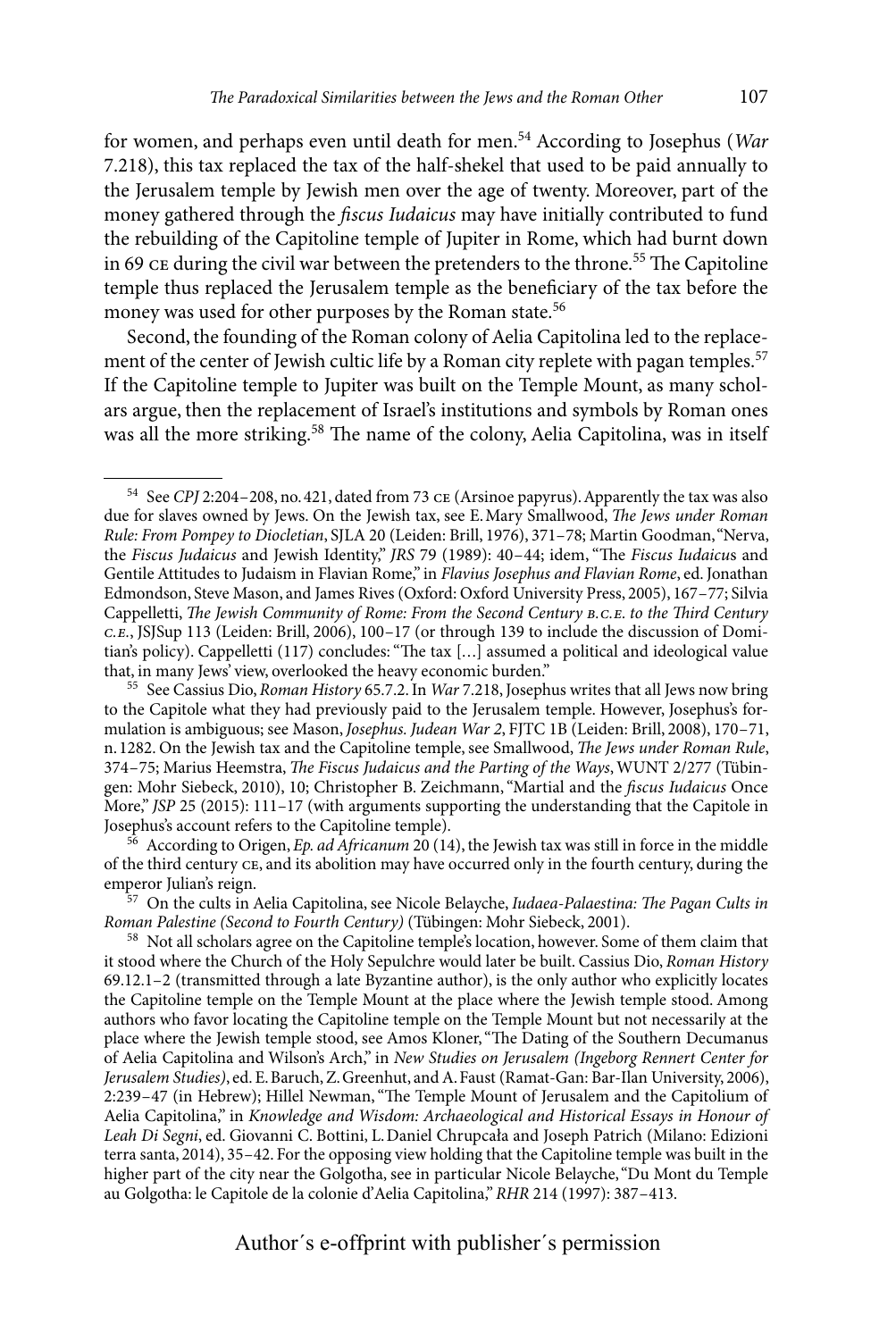for women, and perhaps even until death for men.[54] According to Josephus (*War* 7.218), this tax replaced the tax of the half-shekel that used to be paid annually to the Jerusalem temple by Jewish men over the age of twenty. Moreover, part of the money gathered through the *fiscus Iudaicus* may have initially contributed to fund the rebuilding of the Capitoline temple of Jupiter in Rome, which had burnt down in 69 CE during the civil war between the pretenders to the throne.[55] The Capitoline temple thus replaced the Jerusalem temple as the beneficiary of the tax before the money was used for other purposes by the Roman state.[56]

Second, the founding of the Roman colony of Aelia Capitolina led to the replacement of the center of Jewish cultic life by a Roman city replete with pagan temples.[57] If the Capitoline temple to Jupiter was built on the Temple Mount, as many scholars argue, then the replacement of Israel's institutions and symbols by Roman ones was all the more striking.[58] The name of the colony, Aelia Capitolina, was in itself

---

[54] See *CPJ* 2:204–208, no. 421, dated from 73 CE (Arsinoe papyrus). Apparently the tax was also due for slaves owned by Jews. On the Jewish tax, see E. Mary Smallwood, *The Jews under Roman Rule: From Pompey to Diocletian*, SJLA 20 (Leiden: Brill, 1976), 371–78; Martin Goodman, "Nerva, the *Fiscus Judaicus* and Jewish Identity," *JRS* 79 (1989): 40–44; idem, "The *Fiscus Iudaicus* and Gentile Attitudes to Judaism in Flavian Rome," in *Flavius Josephus and Flavian Rome*, ed. Jonathan Edmondson, Steve Mason, and James Rives (Oxford: Oxford University Press, 2005), 167–77; Silvia Cappelletti, *The Jewish Community of Rome: From the Second Century B.C.E. to the Third Century C.E.*, JSJSup 113 (Leiden: Brill, 2006), 100–17 (or through 139 to include the discussion of Domitian's policy). Cappelletti (117) concludes: "The tax […] assumed a political and ideological value that, in many Jews' view, overlooked the heavy economic burden."

[55] See Cassius Dio, *Roman History* 65.7.2. In *War* 7.218, Josephus writes that all Jews now bring to the Capitole what they had previously paid to the Jerusalem temple. However, Josephus's formulation is ambiguous; see Mason, *Josephus. Judean War 2*, FJTC 1B (Leiden: Brill, 2008), 170–71, n. 1282. On the Jewish tax and the Capitoline temple, see Smallwood, *The Jews under Roman Rule*, 374–75; Marius Heemstra, *The Fiscus Iudaicus and the Parting of the Ways*, WUNT 2/277 (Tübingen: Mohr Siebeck, 2010), 10; Christopher B. Zeichmann, "Martial and the *fiscus Iudaicus* Once More," *JSP* 25 (2015): 111–17 (with arguments supporting the understanding that the Capitole in Josephus's account refers to the Capitoline temple).

[56] According to Origen, *Ep. ad Africanum* 20 (14), the Jewish tax was still in force in the middle of the third century CE, and its abolition may have occurred only in the fourth century, during the emperor Julian's reign.

[57] On the cults in Aelia Capitolina, see Nicole Belayche, *Iudaea-Palaestina: The Pagan Cults in Roman Palestine (Second to Fourth Century)* (Tübingen: Mohr Siebeck, 2001).

[58] Not all scholars agree on the Capitoline temple's location, however. Some of them claim that it stood where the Church of the Holy Sepulchre would later be built. Cassius Dio, *Roman History* 69.12.1–2 (transmitted through a late Byzantine author), is the only author who explicitly locates the Capitoline temple on the Temple Mount at the place where the Jewish temple stood. Among authors who favor locating the Capitoline temple on the Temple Mount but not necessarily at the place where the Jewish temple stood, see Amos Kloner, "The Dating of the Southern Decumanus of Aelia Capitolina and Wilson's Arch," in *New Studies on Jerusalem (Ingeborg Rennert Center for Jerusalem Studies)*, ed. E. Baruch, Z. Greenhut, and A. Faust (Ramat-Gan: Bar-Ilan University, 2006), 2:239–47 (in Hebrew); Hillel Newman, "The Temple Mount of Jerusalem and the Capitolium of Aelia Capitolina," in *Knowledge and Wisdom: Archaeological and Historical Essays in Honour of Leah Di Segni*, ed. Giovanni C. Bottini, L. Daniel Chrupcała and Joseph Patrich (Milano: Edizioni terra santa, 2014), 35–42. For the opposing view holding that the Capitoline temple was built in the higher part of the city near the Golgotha, see in particular Nicole Belayche, "Du Mont du Temple au Golgotha: le Capitole de la colonie d'Aelia Capitolina," *RHR* 214 (1997): 387–413.

Author´s e-offprint with publisher´s permission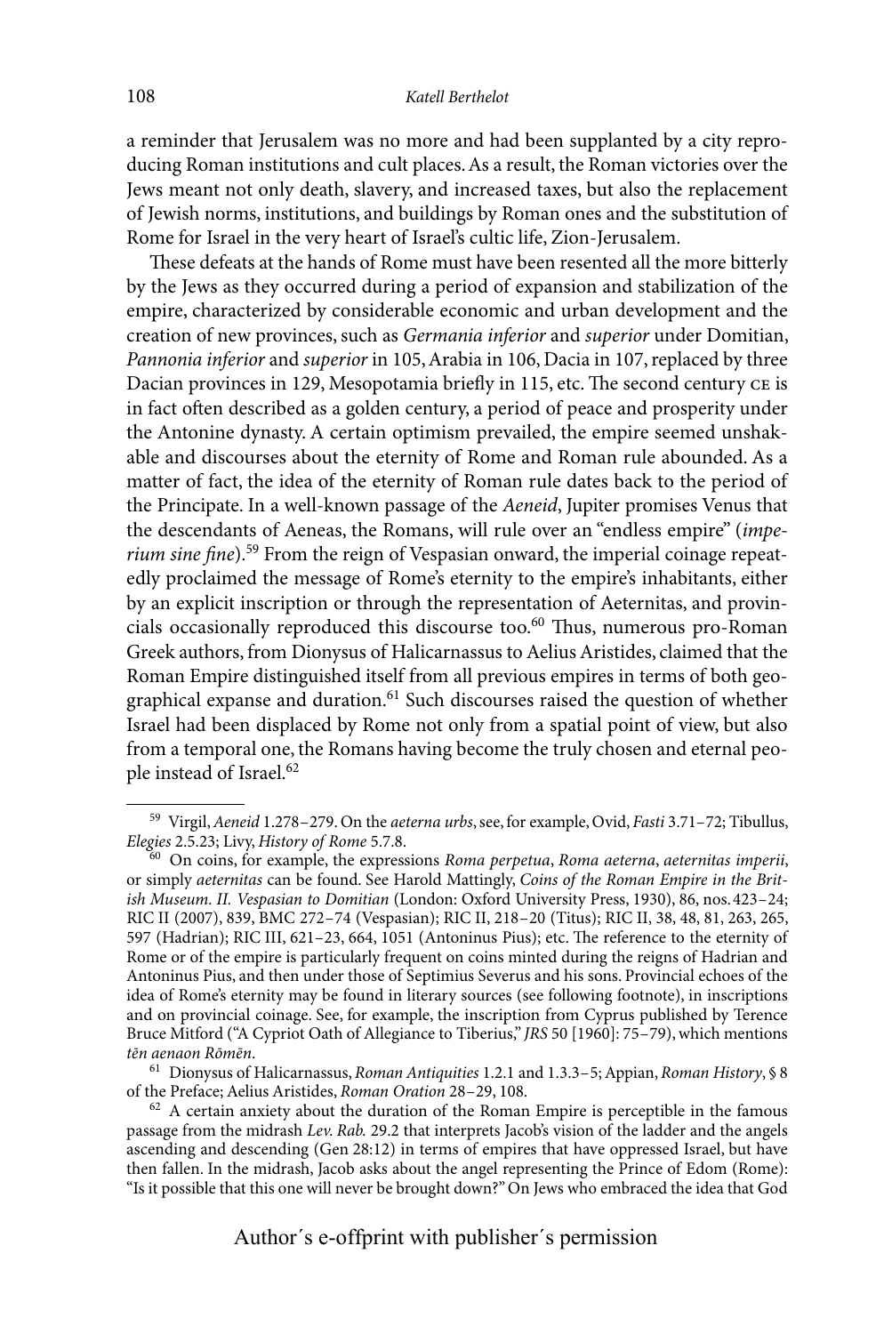a reminder that Jerusalem was no more and had been supplanted by a city reproducing Roman institutions and cult places. As a result, the Roman victories over the Jews meant not only death, slavery, and increased taxes, but also the replacement of Jewish norms, institutions, and buildings by Roman ones and the substitution of Rome for Israel in the very heart of Israel's cultic life, Zion-Jerusalem.

These defeats at the hands of Rome must have been resented all the more bitterly by the Jews as they occurred during a period of expansion and stabilization of the empire, characterized by considerable economic and urban development and the creation of new provinces, such as *Germania inferior* and *superior* under Domitian, *Pannonia inferior* and *superior* in 105, Arabia in 106, Dacia in 107, replaced by three Dacian provinces in 129, Mesopotamia briefly in 115, etc. The second century CE is in fact often described as a golden century, a period of peace and prosperity under the Antonine dynasty. A certain optimism prevailed, the empire seemed unshakable and discourses about the eternity of Rome and Roman rule abounded. As a matter of fact, the idea of the eternity of Roman rule dates back to the period of the Principate. In a well-known passage of the *Aeneid*, Jupiter promises Venus that the descendants of Aeneas, the Romans, will rule over an "endless empire" (*imperium sine fine*).[59] From the reign of Vespasian onward, the imperial coinage repeatedly proclaimed the message of Rome's eternity to the empire's inhabitants, either by an explicit inscription or through the representation of Aeternitas, and provincials occasionally reproduced this discourse too.[60] Thus, numerous pro-Roman Greek authors, from Dionysus of Halicarnassus to Aelius Aristides, claimed that the Roman Empire distinguished itself from all previous empires in terms of both geographical expanse and duration.[61] Such discourses raised the question of whether Israel had been displaced by Rome not only from a spatial point of view, but also from a temporal one, the Romans having become the truly chosen and eternal people instead of Israel.[62]

---

[59] Virgil, *Aeneid* 1.278–279. On the *aeterna urbs*, see, for example, Ovid, *Fasti* 3.71–72; Tibullus, *Elegies* 2.5.23; Livy, *History of Rome* 5.7.8.

[60] On coins, for example, the expressions *Roma perpetua*, *Roma aeterna*, *aeternitas imperii*, or simply *aeternitas* can be found. See Harold Mattingly, *Coins of the Roman Empire in the British Museum. II. Vespasian to Domitian* (London: Oxford University Press, 1930), 86, nos. 423–24; RIC II (2007), 839, BMC 272–74 (Vespasian); RIC II, 218–20 (Titus); RIC II, 38, 48, 81, 263, 265, 597 (Hadrian); RIC III, 621–23, 664, 1051 (Antoninus Pius); etc. The reference to the eternity of Rome or of the empire is particularly frequent on coins minted during the reigns of Hadrian and Antoninus Pius, and then under those of Septimius Severus and his sons. Provincial echoes of the idea of Rome's eternity may be found in literary sources (see following footnote), in inscriptions and on provincial coinage. See, for example, the inscription from Cyprus published by Terence Bruce Mitford ("A Cypriot Oath of Allegiance to Tiberius," *JRS* 50 [1960]: 75–79), which mentions *tēn aenaon Rōmēn*.

[61] Dionysus of Halicarnassus, *Roman Antiquities* 1.2.1 and 1.3.3–5; Appian, *Roman History*, § 8 of the Preface; Aelius Aristides, *Roman Oration* 28–29, 108.

[62] A certain anxiety about the duration of the Roman Empire is perceptible in the famous passage from the midrash *Lev. Rab.* 29.2 that interprets Jacob's vision of the ladder and the angels ascending and descending (Gen 28:12) in terms of empires that have oppressed Israel, but have then fallen. In the midrash, Jacob asks about the angel representing the Prince of Edom (Rome): "Is it possible that this one will never be brought down?" On Jews who embraced the idea that God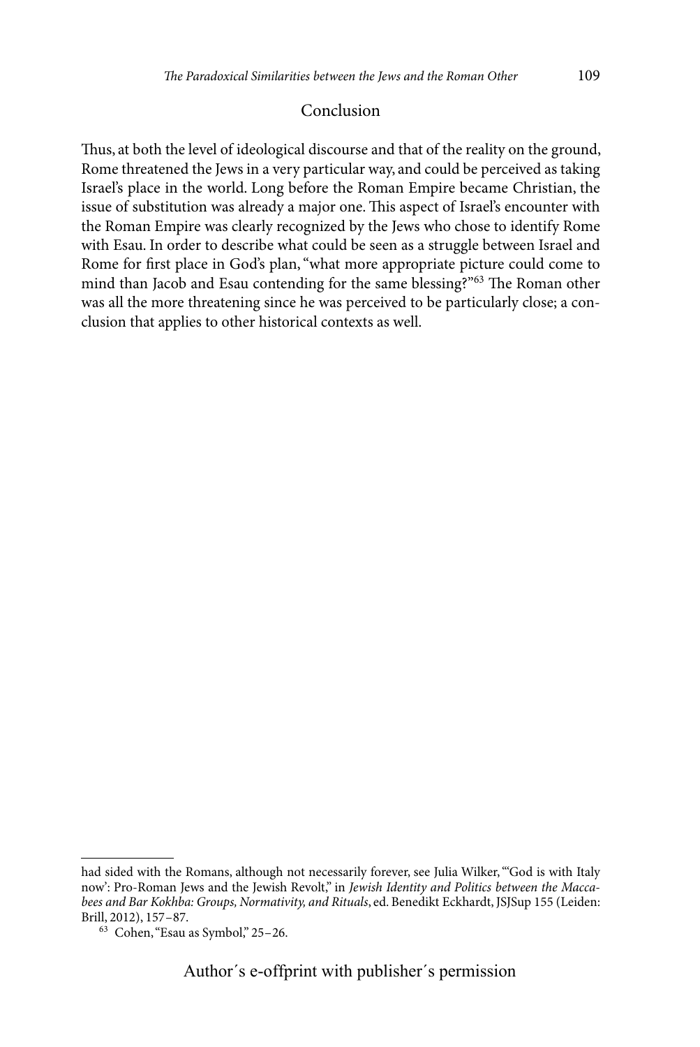## Conclusion

Thus, at both the level of ideological discourse and that of the reality on the ground, Rome threatened the Jews in a very particular way, and could be perceived as taking Israel's place in the world. Long before the Roman Empire became Christian, the issue of substitution was already a major one. This aspect of Israel's encounter with the Roman Empire was clearly recognized by the Jews who chose to identify Rome with Esau. In order to describe what could be seen as a struggle between Israel and Rome for first place in God's plan, "what more appropriate picture could come to mind than Jacob and Esau contending for the same blessing?"[63] The Roman other was all the more threatening since he was perceived to be particularly close; a conclusion that applies to other historical contexts as well.

---

had sided with the Romans, although not necessarily forever, see Julia Wilker, "'God is with Italy now': Pro-Roman Jews and the Jewish Revolt," in *Jewish Identity and Politics between the Maccabees and Bar Kokhba: Groups, Normativity, and Rituals*, ed. Benedikt Eckhardt, JSJSup 155 (Leiden: Brill, 2012), 157–87.

[63] Cohen, "Esau as Symbol," 25–26.

Author´s e-offprint with publisher´s permission